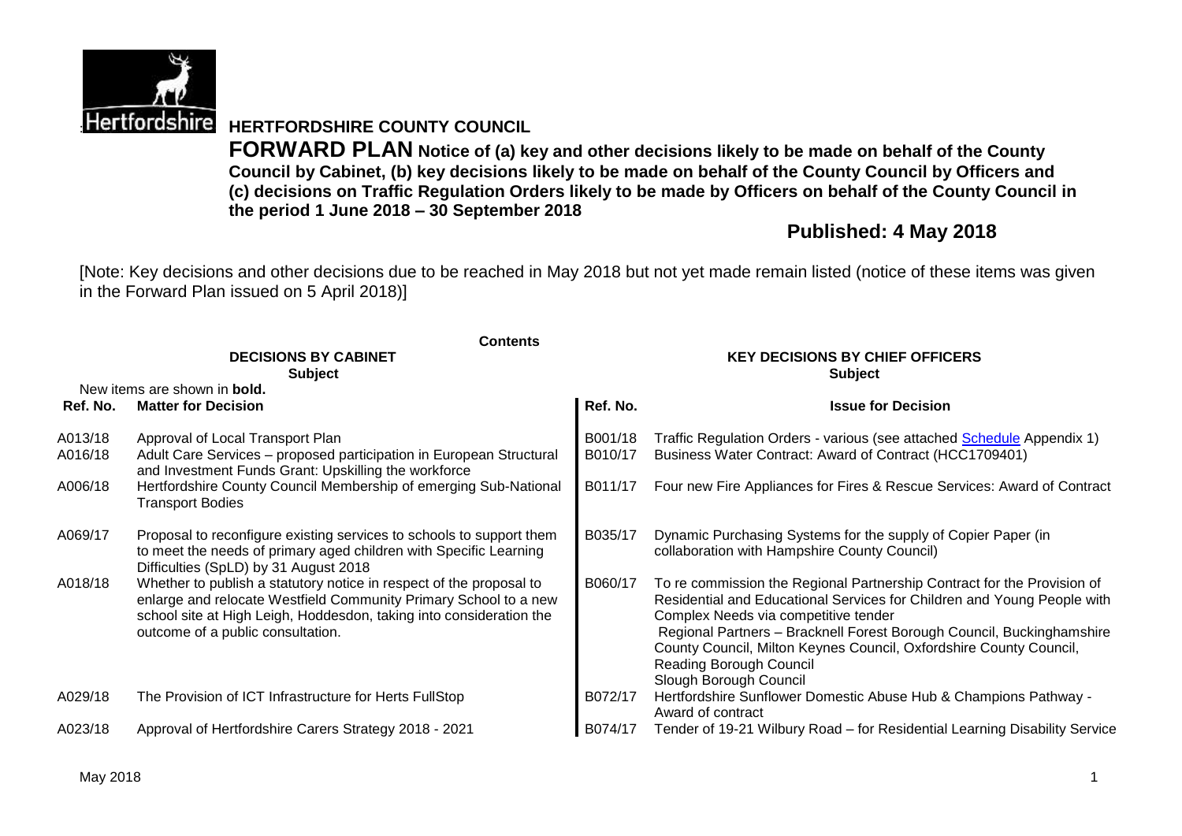# HERTFORDSHIRE COUNTY COUNCIL

**FORWARD PLAN Notice of (a) key and other decisions likely to be made on behalf of the County Council by Cabinet, (b) key decisions likely to be made on behalf of the County Council by Officers and (c) decisions on Traffic Regulation Orders likely to be made by Officers on behalf of the County Council in the period 1 June 2018 – 30 September 2018**

## Published: 4 May 2018

[Note: Key decisions and other decisions due to be reached in May 2018 but not yet made remain listed (notice of these items was given in the Forward Plan issued on 5 April 2018)]

**Contents**

| **DECISIONS BY CABINET** | | **KEY DECISIONS BY CHIEF OFFICERS** | |
|---|---|---|---|
| **Subject** | | **Subject** | |
| New items are shown in **bold.** | | | |
| **Ref. No.** | **Matter for Decision** | **Ref. No.** | **Issue for Decision** |
| A013/18 | Approval of Local Transport Plan | B001/18 | Traffic Regulation Orders - various (see attached Schedule Appendix 1) |
| A016/18 | Adult Care Services – proposed participation in European Structural and Investment Funds Grant: Upskilling the workforce | B010/17 | Business Water Contract: Award of Contract (HCC1709401) |
| A006/18 | Hertfordshire County Council Membership of emerging Sub-National Transport Bodies | B011/17 | Four new Fire Appliances for Fires & Rescue Services: Award of Contract |
| A069/17 | Proposal to reconfigure existing services to schools to support them to meet the needs of primary aged children with Specific Learning Difficulties (SpLD) by 31 August 2018 | B035/17 | Dynamic Purchasing Systems for the supply of Copier Paper (in collaboration with Hampshire County Council) |
| A018/18 | Whether to publish a statutory notice in respect of the proposal to enlarge and relocate Westfield Community Primary School to a new school site at High Leigh, Hoddesdon, taking into consideration the outcome of a public consultation. | B060/17 | To re commission the Regional Partnership Contract for the Provision of Residential and Educational Services for Children and Young People with Complex Needs via competitive tender<br>Regional Partners – Bracknell Forest Borough Council, Buckinghamshire County Council, Milton Keynes Council, Oxfordshire County Council, Reading Borough Council<br>Slough Borough Council |
| A029/18 | The Provision of ICT Infrastructure for Herts FullStop | B072/17 | Hertfordshire Sunflower Domestic Abuse Hub & Champions Pathway - Award of contract |
| A023/18 | Approval of Hertfordshire Carers Strategy 2018 - 2021 | B074/17 | Tender of 19-21 Wilbury Road – for Residential Learning Disability Service |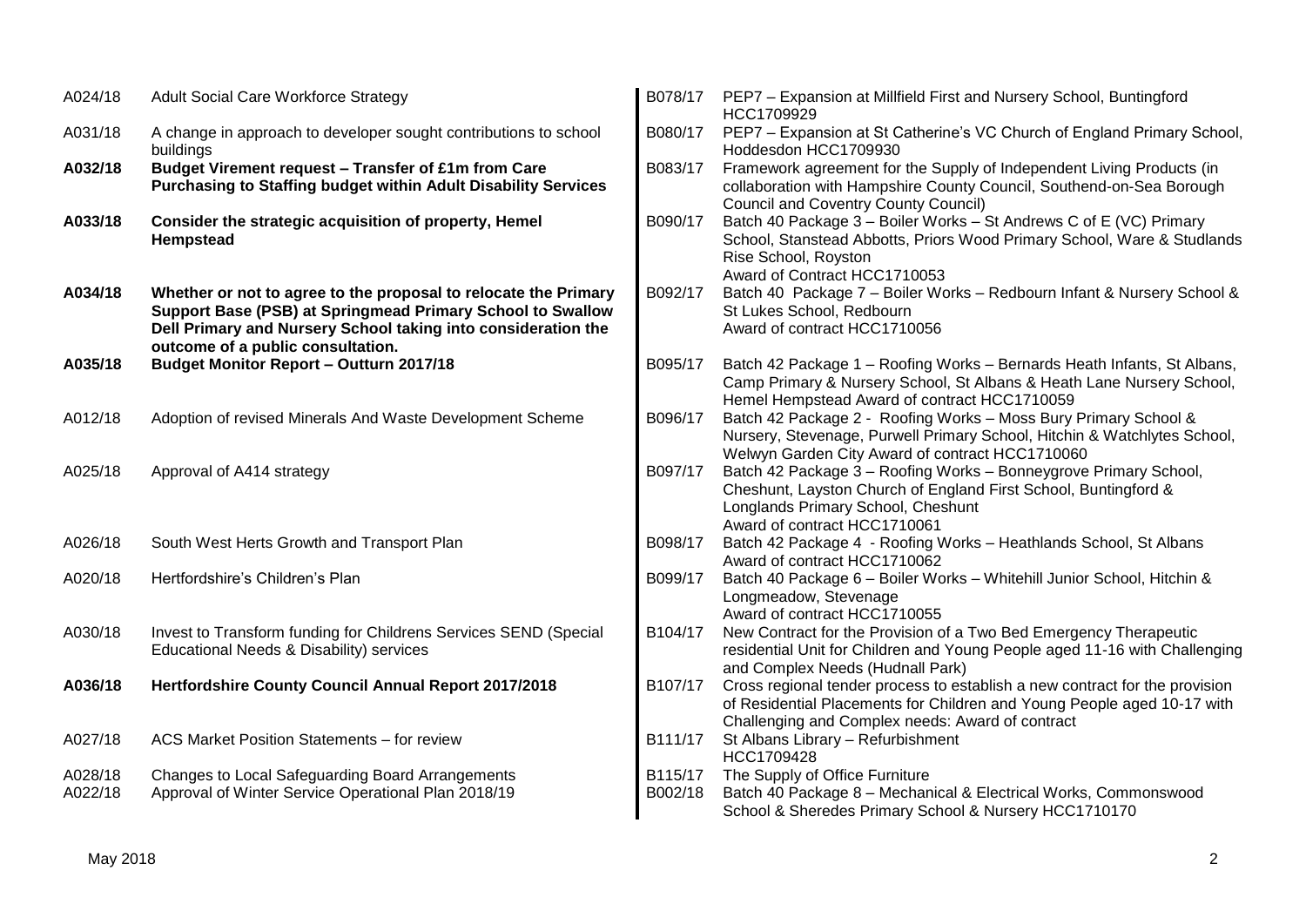| | | | |
|---|---|---|---|
| A024/18 | Adult Social Care Workforce Strategy | B078/17 | PEP7 – Expansion at Millfield First and Nursery School, Buntingford HCC1709929 |
| A031/18 | A change in approach to developer sought contributions to school buildings | B080/17 | PEP7 – Expansion at St Catherine's VC Church of England Primary School, Hoddesdon HCC1709930 |
| **A032/18** | **Budget Virement request – Transfer of £1m from Care Purchasing to Staffing budget within Adult Disability Services** | B083/17 | Framework agreement for the Supply of Independent Living Products (in collaboration with Hampshire County Council, Southend-on-Sea Borough Council and Coventry County Council) |
| **A033/18** | **Consider the strategic acquisition of property, Hemel Hempstead** | B090/17 | Batch 40 Package 3 – Boiler Works – St Andrews C of E (VC) Primary School, Stanstead Abbotts, Priors Wood Primary School, Ware & Studlands Rise School, Royston Award of Contract HCC1710053 |
| **A034/18** | **Whether or not to agree to the proposal to relocate the Primary Support Base (PSB) at Springmead Primary School to Swallow Dell Primary and Nursery School taking into consideration the outcome of a public consultation.** | B092/17 | Batch 40 Package 7 – Boiler Works – Redbourn Infant & Nursery School & St Lukes School, Redbourn Award of contract HCC1710056 |
| **A035/18** | **Budget Monitor Report – Outturn 2017/18** | B095/17 | Batch 42 Package 1 – Roofing Works – Bernards Heath Infants, St Albans, Camp Primary & Nursery School, St Albans & Heath Lane Nursery School, Hemel Hempstead Award of contract HCC1710059 |
| A012/18 | Adoption of revised Minerals And Waste Development Scheme | B096/17 | Batch 42 Package 2 - Roofing Works – Moss Bury Primary School & Nursery, Stevenage, Purwell Primary School, Hitchin & Watchlytes School, Welwyn Garden City Award of contract HCC1710060 |
| A025/18 | Approval of A414 strategy | B097/17 | Batch 42 Package 3 – Roofing Works – Bonneygrove Primary School, Cheshunt, Layston Church of England First School, Buntingford & Longlands Primary School, Cheshunt Award of contract HCC1710061 |
| A026/18 | South West Herts Growth and Transport Plan | B098/17 | Batch 42 Package 4 - Roofing Works – Heathlands School, St Albans Award of contract HCC1710062 |
| A020/18 | Hertfordshire's Children's Plan | B099/17 | Batch 40 Package 6 – Boiler Works – Whitehill Junior School, Hitchin & Longmeadow, Stevenage Award of contract HCC1710055 |
| A030/18 | Invest to Transform funding for Childrens Services SEND (Special Educational Needs & Disability) services | B104/17 | New Contract for the Provision of a Two Bed Emergency Therapeutic residential Unit for Children and Young People aged 11-16 with Challenging and Complex Needs (Hudnall Park) |
| **A036/18** | **Hertfordshire County Council Annual Report 2017/2018** | B107/17 | Cross regional tender process to establish a new contract for the provision of Residential Placements for Children and Young People aged 10-17 with Challenging and Complex needs: Award of contract |
| A027/18 | ACS Market Position Statements – for review | B111/17 | St Albans Library – Refurbishment HCC1709428 |
| A028/18 | Changes to Local Safeguarding Board Arrangements | B115/17 | The Supply of Office Furniture |
| A022/18 | Approval of Winter Service Operational Plan 2018/19 | B002/18 | Batch 40 Package 8 – Mechanical & Electrical Works, Commonswood School & Sheredes Primary School & Nursery HCC1710170 |

May 2018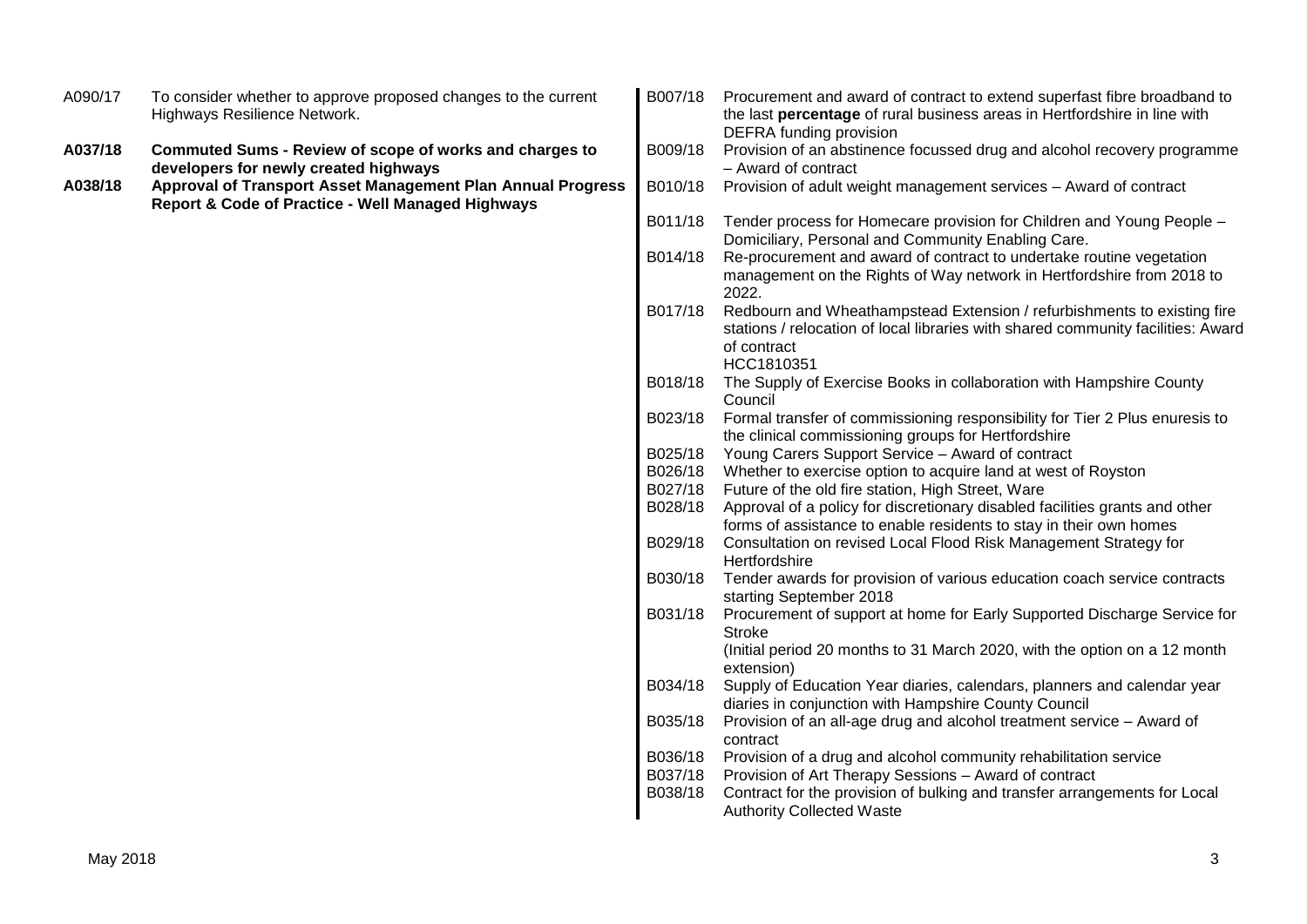A090/17 To consider whether to approve proposed changes to the current Highways Resilience Network.

**A037/18 Commuted Sums - Review of scope of works and charges to developers for newly created highways**

**A038/18 Approval of Transport Asset Management Plan Annual Progress Report & Code of Practice - Well Managed Highways**

B007/18 Procurement and award of contract to extend superfast fibre broadband to the last **percentage** of rural business areas in Hertfordshire in line with DEFRA funding provision

B009/18 Provision of an abstinence focussed drug and alcohol recovery programme – Award of contract

B010/18 Provision of adult weight management services – Award of contract

B011/18 Tender process for Homecare provision for Children and Young People – Domiciliary, Personal and Community Enabling Care.

B014/18 Re-procurement and award of contract to undertake routine vegetation management on the Rights of Way network in Hertfordshire from 2018 to 2022.

B017/18 Redbourn and Wheathampstead Extension / refurbishments to existing fire stations / relocation of local libraries with shared community facilities: Award of contract
HCC1810351

B018/18 The Supply of Exercise Books in collaboration with Hampshire County Council

B023/18 Formal transfer of commissioning responsibility for Tier 2 Plus enuresis to the clinical commissioning groups for Hertfordshire

B025/18 Young Carers Support Service – Award of contract

B026/18 Whether to exercise option to acquire land at west of Royston

B027/18 Future of the old fire station, High Street, Ware

B028/18 Approval of a policy for discretionary disabled facilities grants and other forms of assistance to enable residents to stay in their own homes

B029/18 Consultation on revised Local Flood Risk Management Strategy for Hertfordshire

B030/18 Tender awards for provision of various education coach service contracts starting September 2018

B031/18 Procurement of support at home for Early Supported Discharge Service for Stroke
(Initial period 20 months to 31 March 2020, with the option on a 12 month extension)

B034/18 Supply of Education Year diaries, calendars, planners and calendar year diaries in conjunction with Hampshire County Council

B035/18 Provision of an all-age drug and alcohol treatment service – Award of contract

B036/18 Provision of a drug and alcohol community rehabilitation service

B037/18 Provision of Art Therapy Sessions – Award of contract

B038/18 Contract for the provision of bulking and transfer arrangements for Local Authority Collected Waste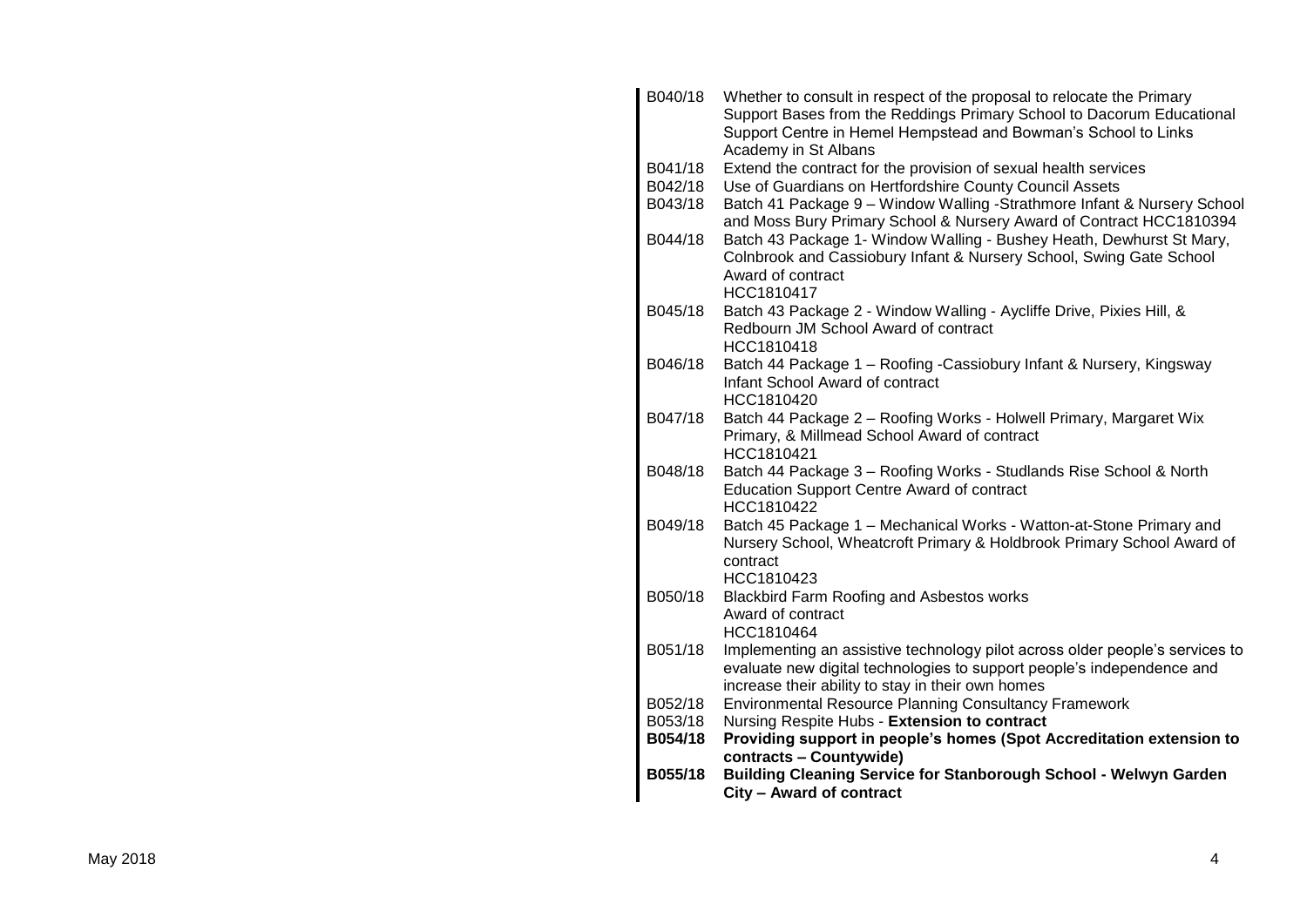| | |
|---|---|
| B040/18 | Whether to consult in respect of the proposal to relocate the Primary Support Bases from the Reddings Primary School to Dacorum Educational Support Centre in Hemel Hempstead and Bowman's School to Links Academy in St Albans |
| B041/18 | Extend the contract for the provision of sexual health services |
| B042/18 | Use of Guardians on Hertfordshire County Council Assets |
| B043/18 | Batch 41 Package 9 – Window Walling -Strathmore Infant & Nursery School and Moss Bury Primary School & Nursery Award of Contract HCC1810394 |
| B044/18 | Batch 43 Package 1- Window Walling - Bushey Heath, Dewhurst St Mary, Colnbrook and Cassiobury Infant & Nursery School, Swing Gate School Award of contract HCC1810417 |
| B045/18 | Batch 43 Package 2 - Window Walling - Aycliffe Drive, Pixies Hill, & Redbourn JM School Award of contract HCC1810418 |
| B046/18 | Batch 44 Package 1 – Roofing -Cassiobury Infant & Nursery, Kingsway Infant School Award of contract HCC1810420 |
| B047/18 | Batch 44 Package 2 – Roofing Works - Holwell Primary, Margaret Wix Primary, & Millmead School Award of contract HCC1810421 |
| B048/18 | Batch 44 Package 3 – Roofing Works - Studlands Rise School & North Education Support Centre Award of contract HCC1810422 |
| B049/18 | Batch 45 Package 1 – Mechanical Works - Watton-at-Stone Primary and Nursery School, Wheatcroft Primary & Holdbrook Primary School Award of contract HCC1810423 |
| B050/18 | Blackbird Farm Roofing and Asbestos works Award of contract HCC1810464 |
| B051/18 | Implementing an assistive technology pilot across older people's services to evaluate new digital technologies to support people's independence and increase their ability to stay in their own homes |
| B052/18 | Environmental Resource Planning Consultancy Framework |
| B053/18 | Nursing Respite Hubs - **Extension to contract** |
| **B054/18** | **Providing support in people's homes (Spot Accreditation extension to contracts – Countywide)** |
| **B055/18** | **Building Cleaning Service for Stanborough School - Welwyn Garden City – Award of contract** |

May 2018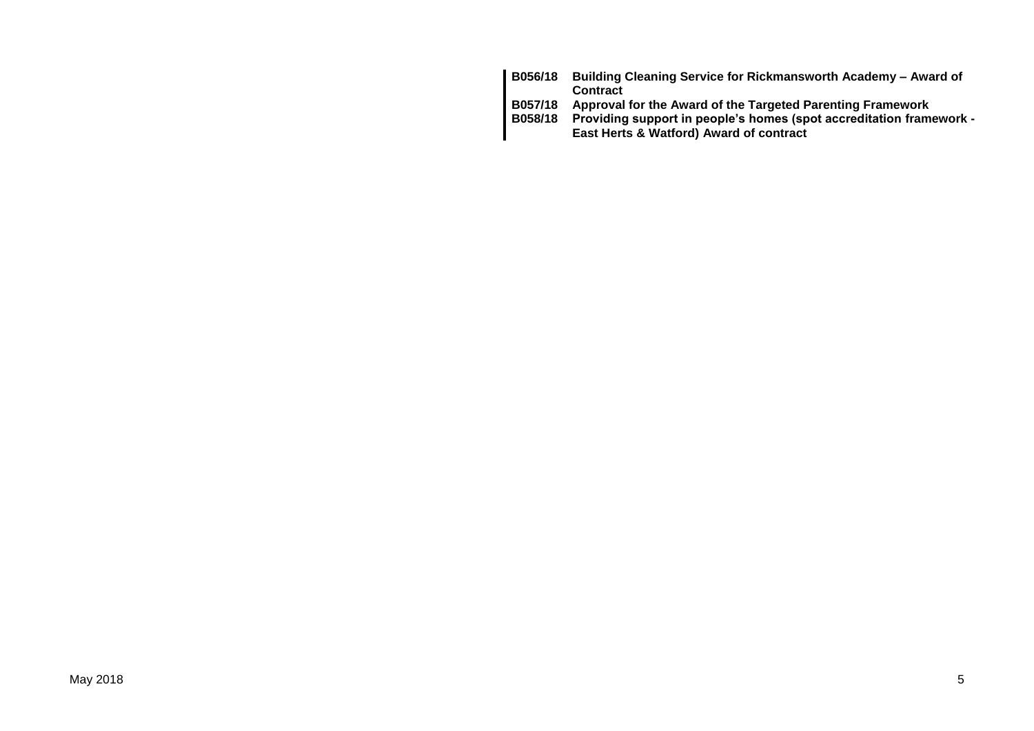| | |
|---|---|
| **B056/18** | **Building Cleaning Service for Rickmansworth Academy – Award of Contract** |
| **B057/18** | **Approval for the Award of the Targeted Parenting Framework** |
| **B058/18** | **Providing support in people's homes (spot accreditation framework - East Herts & Watford) Award of contract** |

May 2018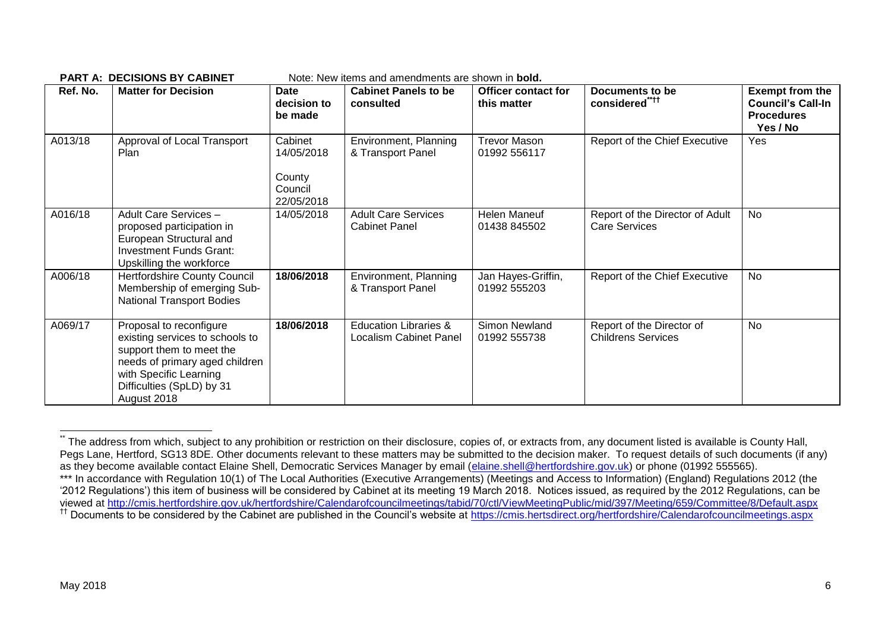**PART A: DECISIONS BY CABINET** Note: New items and amendments are shown in **bold.**

| Ref. No. | Matter for Decision | Date decision to be made | Cabinet Panels to be consulted | Officer contact for this matter | Documents to be considered[**††] | Exempt from the Council's Call-In Procedures Yes / No |
|---|---|---|---|---|---|---|
| A013/18 | Approval of Local Transport Plan | Cabinet 14/05/2018<br><br>County Council 22/05/2018 | Environment, Planning & Transport Panel | Trevor Mason 01992 556117 | Report of the Chief Executive | Yes |
| A016/18 | Adult Care Services – proposed participation in European Structural and Investment Funds Grant: Upskilling the workforce | 14/05/2018 | Adult Care Services Cabinet Panel | Helen Maneuf 01438 845502 | Report of the Director of Adult Care Services | No |
| A006/18 | Hertfordshire County Council Membership of emerging Sub-National Transport Bodies | **18/06/2018** | Environment, Planning & Transport Panel | Jan Hayes-Griffin, 01992 555203 | Report of the Chief Executive | No |
| A069/17 | Proposal to reconfigure existing services to schools to support them to meet the needs of primary aged children with Specific Learning Difficulties (SpLD) by 31 August 2018 | **18/06/2018** | Education Libraries & Localism Cabinet Panel | Simon Newland 01992 555738 | Report of the Director of Childrens Services | No |

[**] The address from which, subject to any prohibition or restriction on their disclosure, copies of, or extracts from, any document listed is available is County Hall, Pegs Lane, Hertford, SG13 8DE. Other documents relevant to these matters may be submitted to the decision maker. To request details of such documents (if any) as they become available contact Elaine Shell, Democratic Services Manager by email (elaine.shell@hertfordshire.gov.uk) or phone (01992 555565).

*** In accordance with Regulation 10(1) of The Local Authorities (Executive Arrangements) (Meetings and Access to Information) (England) Regulations 2012 (the '2012 Regulations') this item of business will be considered by Cabinet at its meeting 19 March 2018. Notices issued, as required by the 2012 Regulations, can be viewed at http://cmis.hertfordshire.gov.uk/hertfordshire/Calendarofcouncilmeetings/tabid/70/ctl/ViewMeetingPublic/mid/397/Meeting/659/Committee/8/Default.aspx

[††] Documents to be considered by the Cabinet are published in the Council's website at https://cmis.hertsdirect.org/hertfordshire/Calendarofcouncilmeetings.aspx

May 2018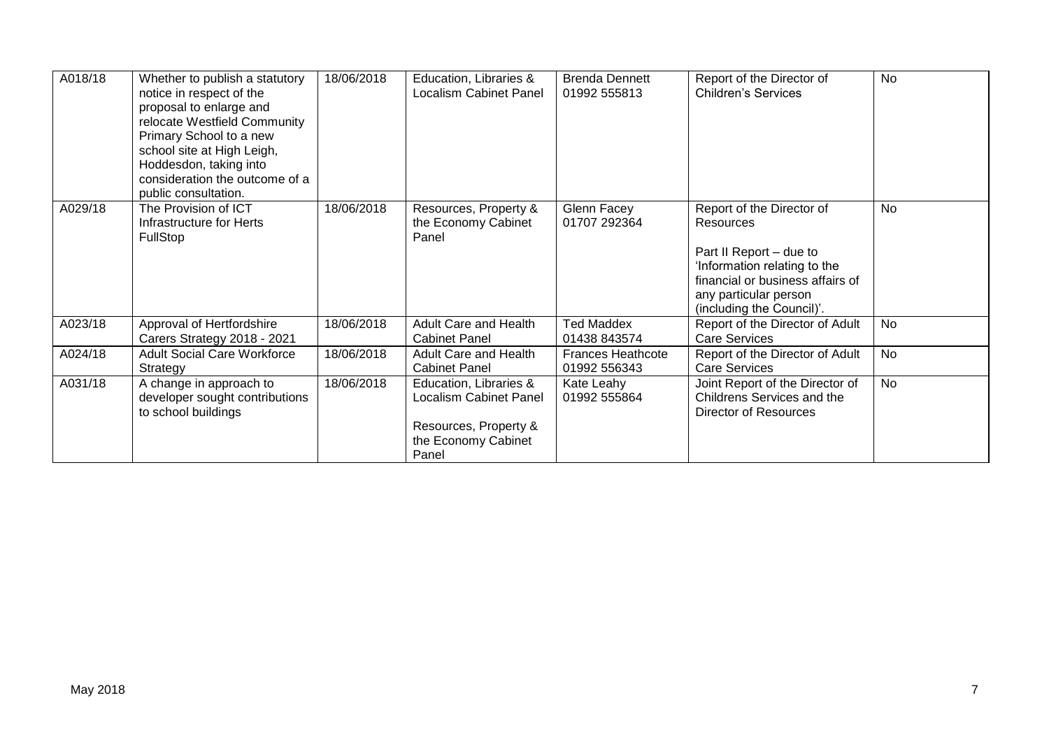| | | | | | | |
|---|---|---|---|---|---|---|
| A018/18 | Whether to publish a statutory notice in respect of the proposal to enlarge and relocate Westfield Community Primary School to a new school site at High Leigh, Hoddesdon, taking into consideration the outcome of a public consultation. | 18/06/2018 | Education, Libraries & Localism Cabinet Panel | Brenda Dennett 01992 555813 | Report of the Director of Children's Services | No |
| A029/18 | The Provision of ICT Infrastructure for Herts FullStop | 18/06/2018 | Resources, Property & the Economy Cabinet Panel | Glenn Facey 01707 292364 | Report of the Director of Resources<br><br>Part II Report – due to 'Information relating to the financial or business affairs of any particular person (including the Council)'. | No |
| A023/18 | Approval of Hertfordshire Carers Strategy 2018 - 2021 | 18/06/2018 | Adult Care and Health Cabinet Panel | Ted Maddex 01438 843574 | Report of the Director of Adult Care Services | No |
| A024/18 | Adult Social Care Workforce Strategy | 18/06/2018 | Adult Care and Health Cabinet Panel | Frances Heathcote 01992 556343 | Report of the Director of Adult Care Services | No |
| A031/18 | A change in approach to developer sought contributions to school buildings | 18/06/2018 | Education, Libraries & Localism Cabinet Panel<br><br>Resources, Property & the Economy Cabinet Panel | Kate Leahy 01992 555864 | Joint Report of the Director of Childrens Services and the Director of Resources | No |

May 2018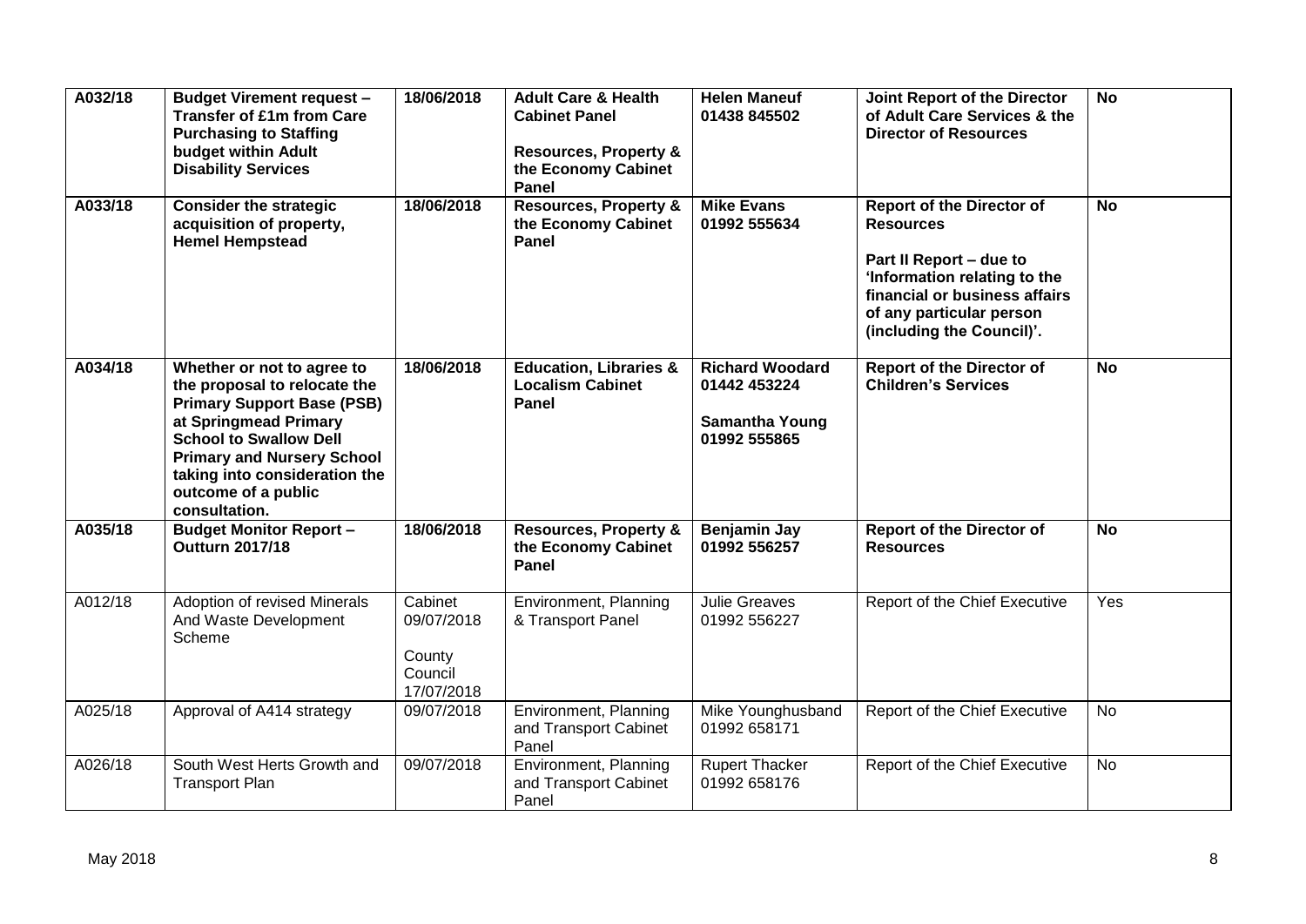| A032/18 | **Budget Virement request – Transfer of £1m from Care Purchasing to Staffing budget within Adult Disability Services** | **18/06/2018** | **Adult Care & Health Cabinet Panel**<br><br>**Resources, Property & the Economy Cabinet Panel** | **Helen Maneuf 01438 845502** | **Joint Report of the Director of Adult Care Services & the Director of Resources** | **No** |
|---|---|---|---|---|---|---|
| **A033/18** | **Consider the strategic acquisition of property, Hemel Hempstead** | **18/06/2018** | **Resources, Property & the Economy Cabinet Panel** | **Mike Evans 01992 555634** | **Report of the Director of Resources**<br><br>**Part II Report – due to 'Information relating to the financial or business affairs of any particular person (including the Council)'.** | **No** |
| **A034/18** | **Whether or not to agree to the proposal to relocate the Primary Support Base (PSB) at Springmead Primary School to Swallow Dell Primary and Nursery School taking into consideration the outcome of a public consultation.** | **18/06/2018** | **Education, Libraries & Localism Cabinet Panel** | **Richard Woodard 01442 453224**<br><br>**Samantha Young 01992 555865** | **Report of the Director of Children's Services** | **No** |
| **A035/18** | **Budget Monitor Report – Outturn 2017/18** | **18/06/2018** | **Resources, Property & the Economy Cabinet Panel** | **Benjamin Jay 01992 556257** | **Report of the Director of Resources** | **No** |
| A012/18 | Adoption of revised Minerals And Waste Development Scheme | Cabinet 09/07/2018<br><br>County Council 17/07/2018 | Environment, Planning & Transport Panel | Julie Greaves 01992 556227 | Report of the Chief Executive | Yes |
| A025/18 | Approval of A414 strategy | 09/07/2018 | Environment, Planning and Transport Cabinet Panel | Mike Younghusband 01992 658171 | Report of the Chief Executive | No |
| A026/18 | South West Herts Growth and Transport Plan | 09/07/2018 | Environment, Planning and Transport Cabinet Panel | Rupert Thacker 01992 658176 | Report of the Chief Executive | No |

May 2018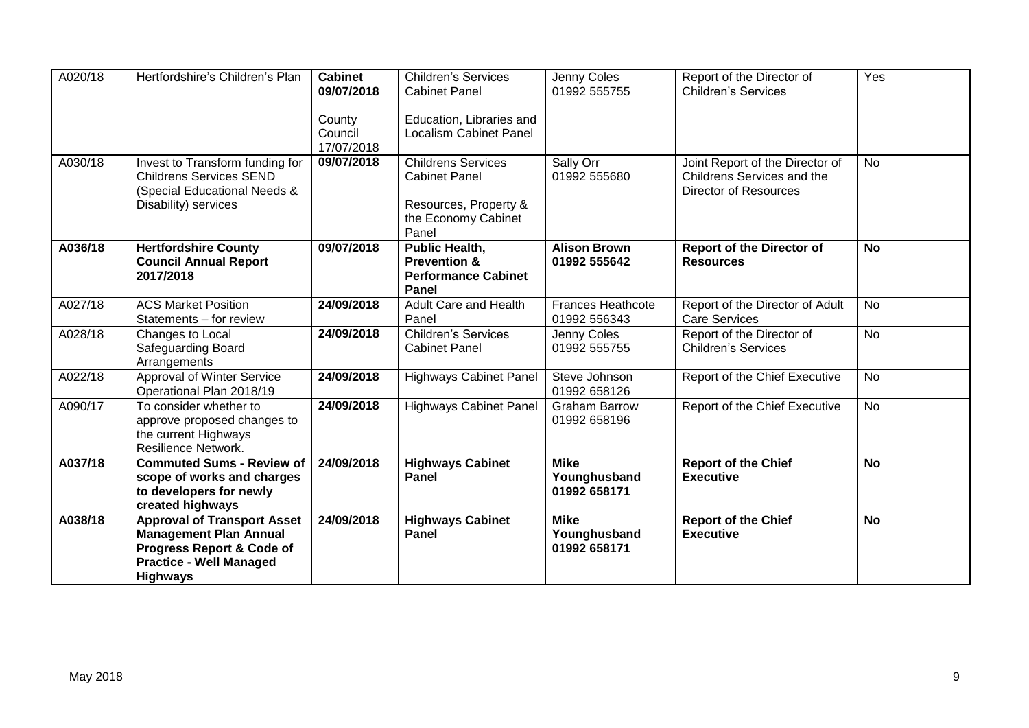| A020/18 | Hertfordshire's Children's Plan | **Cabinet 09/07/2018**<br><br>County Council 17/07/2018 | Children's Services Cabinet Panel<br><br>Education, Libraries and Localism Cabinet Panel | Jenny Coles 01992 555755 | Report of the Director of Children's Services | Yes |
|---|---|---|---|---|---|---|
| A030/18 | Invest to Transform funding for Childrens Services SEND (Special Educational Needs & Disability) services | **09/07/2018** | Childrens Services Cabinet Panel<br><br>Resources, Property & the Economy Cabinet Panel | Sally Orr 01992 555680 | Joint Report of the Director of Childrens Services and the Director of Resources | No |
| **A036/18** | **Hertfordshire County Council Annual Report 2017/2018** | **09/07/2018** | **Public Health, Prevention & Performance Cabinet Panel** | **Alison Brown 01992 555642** | **Report of the Director of Resources** | **No** |
| A027/18 | ACS Market Position Statements – for review | **24/09/2018** | Adult Care and Health Panel | Frances Heathcote 01992 556343 | Report of the Director of Adult Care Services | No |
| A028/18 | Changes to Local Safeguarding Board Arrangements | **24/09/2018** | Children's Services Cabinet Panel | Jenny Coles 01992 555755 | Report of the Director of Children's Services | No |
| A022/18 | Approval of Winter Service Operational Plan 2018/19 | **24/09/2018** | Highways Cabinet Panel | Steve Johnson 01992 658126 | Report of the Chief Executive | No |
| A090/17 | To consider whether to approve proposed changes to the current Highways Resilience Network. | **24/09/2018** | Highways Cabinet Panel | Graham Barrow 01992 658196 | Report of the Chief Executive | No |
| **A037/18** | **Commuted Sums - Review of scope of works and charges to developers for newly created highways** | **24/09/2018** | **Highways Cabinet Panel** | **Mike Younghusband 01992 658171** | **Report of the Chief Executive** | **No** |
| **A038/18** | **Approval of Transport Asset Management Plan Annual Progress Report & Code of Practice - Well Managed Highways** | **24/09/2018** | **Highways Cabinet Panel** | **Mike Younghusband 01992 658171** | **Report of the Chief Executive** | **No** |

May 2018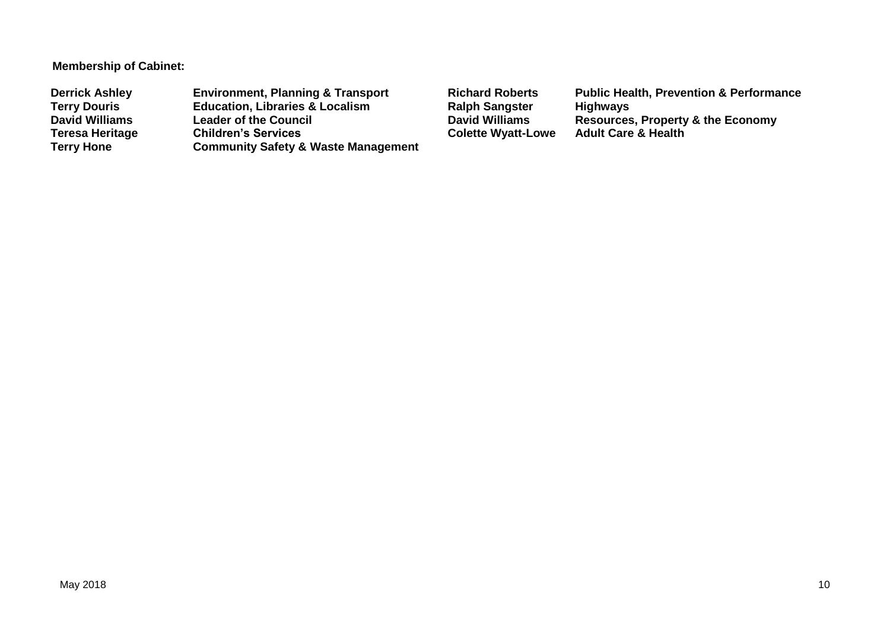**Membership of Cabinet:**

| | | | |
|---|---|---|---|
| **Derrick Ashley** | **Environment, Planning & Transport** | **Richard Roberts** | **Public Health, Prevention & Performance** |
| **Terry Douris** | **Education, Libraries & Localism** | **Ralph Sangster** | **Highways** |
| **David Williams** | **Leader of the Council** | **David Williams** | **Resources, Property & the Economy** |
| **Teresa Heritage** | **Children's Services** | **Colette Wyatt-Lowe** | **Adult Care & Health** |
| **Terry Hone** | **Community Safety & Waste Management** | | |

May 2018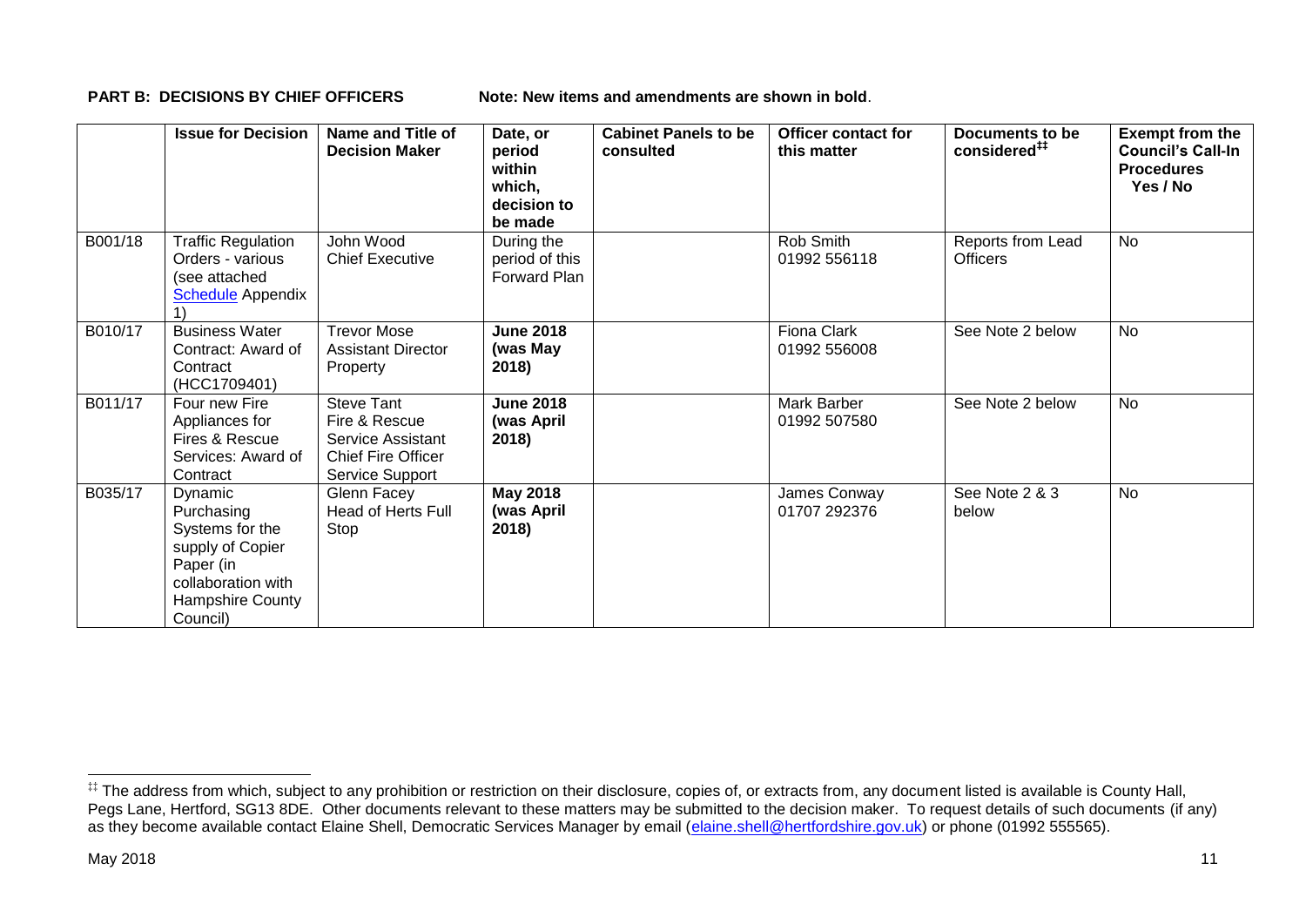**PART B: DECISIONS BY CHIEF OFFICERS** **Note: New items and amendments are shown in bold**.

| | Issue for Decision | Name and Title of Decision Maker | Date, or period within which, decision to be made | Cabinet Panels to be consulted | Officer contact for this matter | Documents to be considered[‡‡] | Exempt from the Council's Call-In Procedures Yes / No |
|---|---|---|---|---|---|---|---|
| B001/18 | Traffic Regulation Orders - various (see attached Schedule Appendix 1) | John Wood Chief Executive | During the period of this Forward Plan | | Rob Smith 01992 556118 | Reports from Lead Officers | No |
| B010/17 | Business Water Contract: Award of Contract (HCC1709401) | Trevor Mose Assistant Director Property | **June 2018 (was May 2018)** | | Fiona Clark 01992 556008 | See Note 2 below | No |
| B011/17 | Four new Fire Appliances for Fires & Rescue Services: Award of Contract | Steve Tant Fire & Rescue Service Assistant Chief Fire Officer Service Support | **June 2018 (was April 2018)** | | Mark Barber 01992 507580 | See Note 2 below | No |
| B035/17 | Dynamic Purchasing Systems for the supply of Copier Paper (in collaboration with Hampshire County Council) | Glenn Facey Head of Herts Full Stop | **May 2018 (was April 2018)** | | James Conway 01707 292376 | See Note 2 & 3 below | No |

[‡‡] The address from which, subject to any prohibition or restriction on their disclosure, copies of, or extracts from, any document listed is available is County Hall, Pegs Lane, Hertford, SG13 8DE. Other documents relevant to these matters may be submitted to the decision maker. To request details of such documents (if any) as they become available contact Elaine Shell, Democratic Services Manager by email (elaine.shell@hertfordshire.gov.uk) or phone (01992 555565).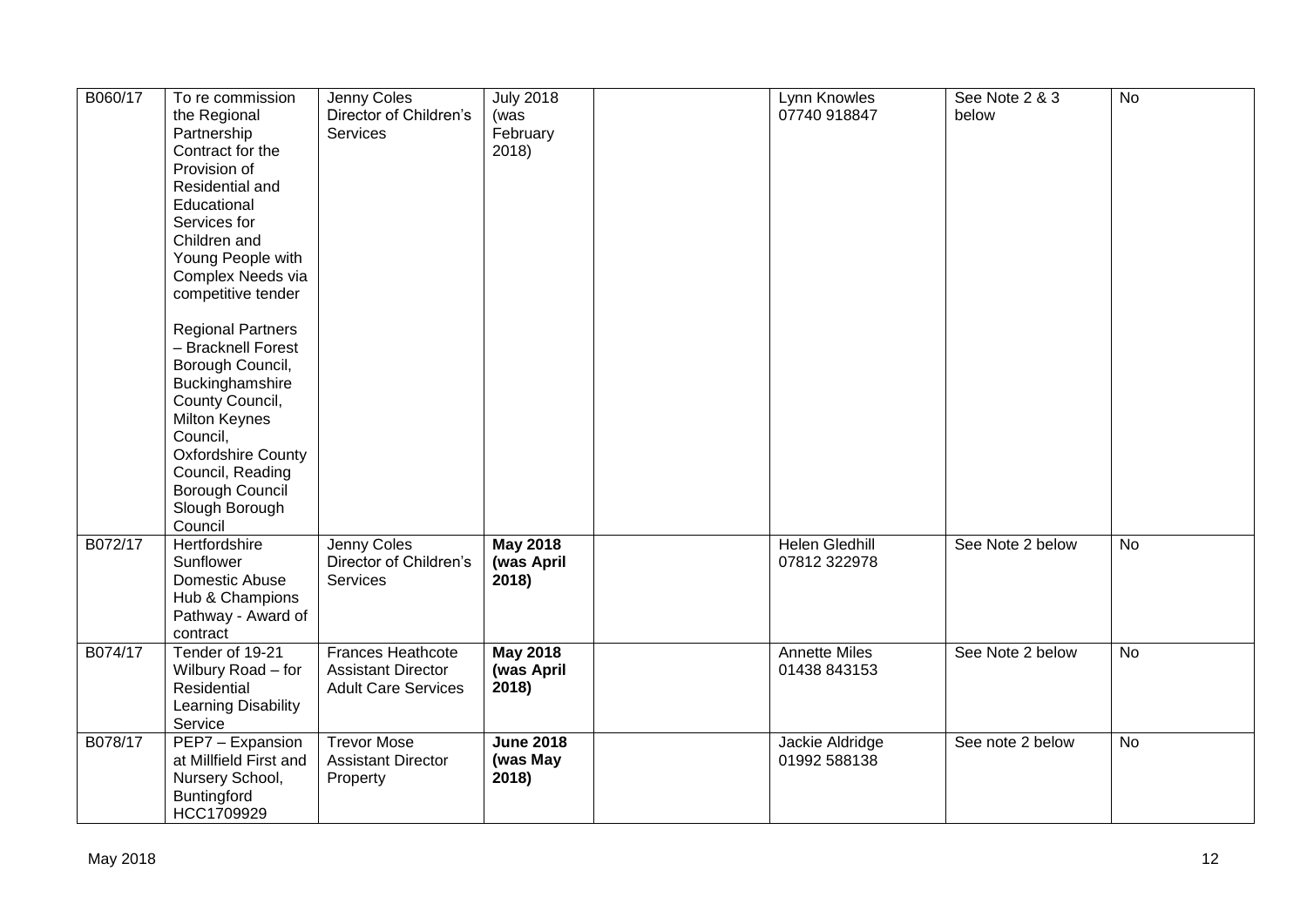| | | | | | | | |
|---|---|---|---|---|---|---|---|
| B060/17 | To re commission the Regional Partnership Contract for the Provision of Residential and Educational Services for Children and Young People with Complex Needs via competitive tender<br><br>Regional Partners – Bracknell Forest Borough Council, Buckinghamshire County Council, Milton Keynes Council, Oxfordshire County Council, Reading Borough Council Slough Borough Council | Jenny Coles Director of Children's Services | July 2018 (was February 2018) | | Lynn Knowles 07740 918847 | See Note 2 & 3 below | No |
| B072/17 | Hertfordshire Sunflower Domestic Abuse Hub & Champions Pathway - Award of contract | Jenny Coles Director of Children's Services | **May 2018 (was April 2018)** | | Helen Gledhill 07812 322978 | See Note 2 below | No |
| B074/17 | Tender of 19-21 Wilbury Road – for Residential Learning Disability Service | Frances Heathcote Assistant Director Adult Care Services | **May 2018 (was April 2018)** | | Annette Miles 01438 843153 | See Note 2 below | No |
| B078/17 | PEP7 – Expansion at Millfield First and Nursery School, Buntingford HCC1709929 | Trevor Mose Assistant Director Property | **June 2018 (was May 2018)** | | Jackie Aldridge 01992 588138 | See note 2 below | No |

May 2018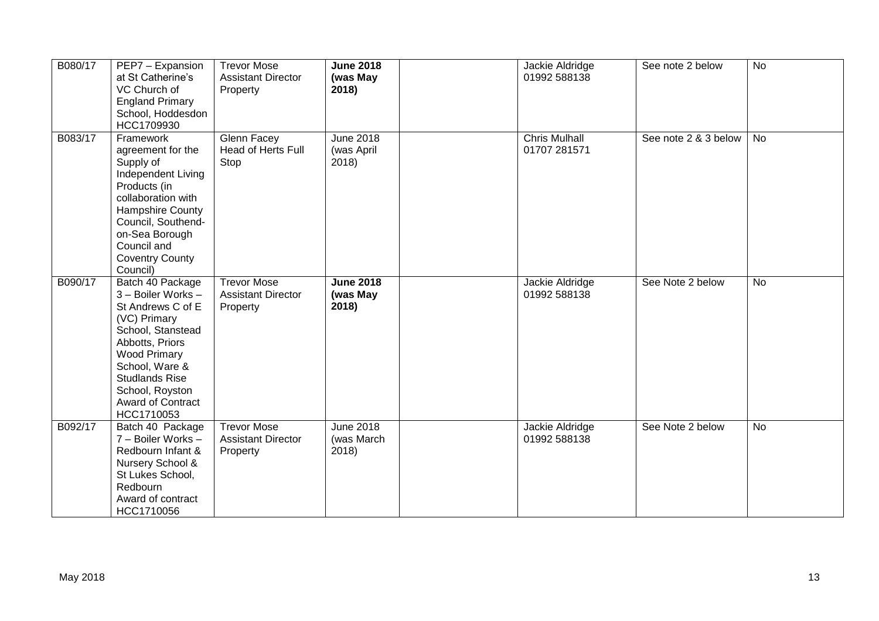| B080/17 | PEP7 – Expansion at St Catherine's VC Church of England Primary School, Hoddesdon HCC1709930 | Trevor Mose Assistant Director Property | **June 2018 (was May 2018)** | | Jackie Aldridge 01992 588138 | See note 2 below | No |
|---|---|---|---|---|---|---|---|
| B083/17 | Framework agreement for the Supply of Independent Living Products (in collaboration with Hampshire County Council, Southend-on-Sea Borough Council and Coventry County Council) | Glenn Facey Head of Herts Full Stop | June 2018 (was April 2018) | | Chris Mulhall 01707 281571 | See note 2 & 3 below | No |
| B090/17 | Batch 40 Package 3 – Boiler Works – St Andrews C of E (VC) Primary School, Stanstead Abbotts, Priors Wood Primary School, Ware & Studlands Rise School, Royston Award of Contract HCC1710053 | Trevor Mose Assistant Director Property | **June 2018 (was May 2018)** | | Jackie Aldridge 01992 588138 | See Note 2 below | No |
| B092/17 | Batch 40 Package 7 – Boiler Works – Redbourn Infant & Nursery School & St Lukes School, Redbourn Award of contract HCC1710056 | Trevor Mose Assistant Director Property | June 2018 (was March 2018) | | Jackie Aldridge 01992 588138 | See Note 2 below | No |

May 2018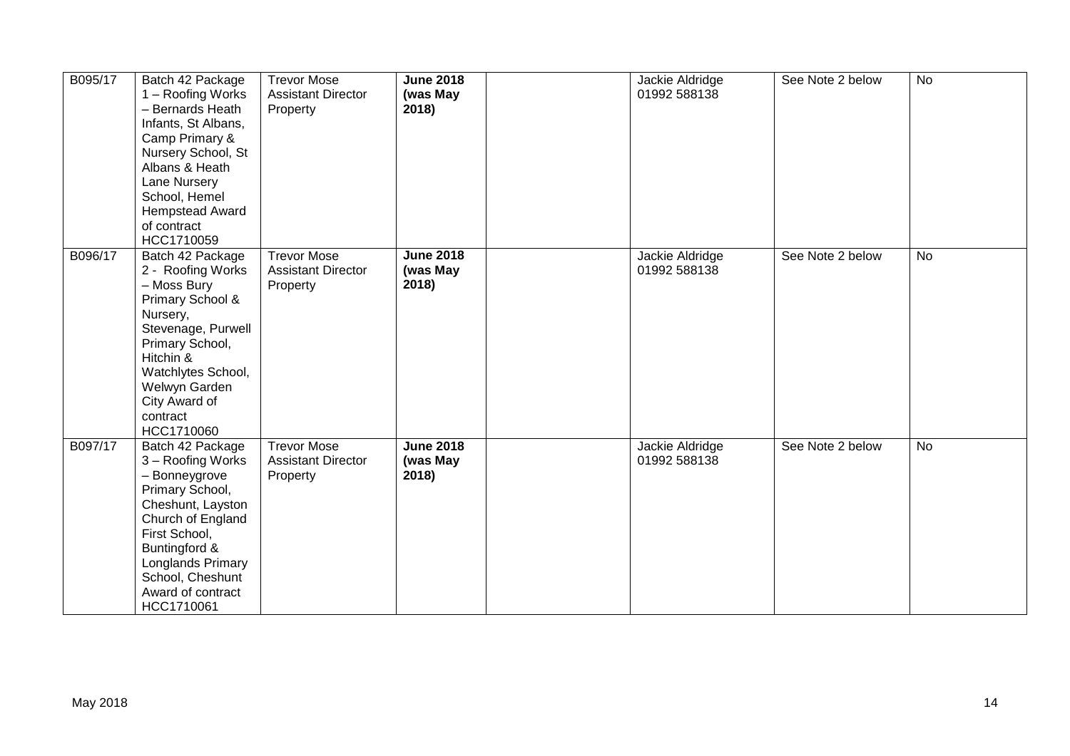| | | | | | | | |
|---|---|---|---|---|---|---|---|
| B095/17 | Batch 42 Package 1 – Roofing Works – Bernards Heath Infants, St Albans, Camp Primary & Nursery School, St Albans & Heath Lane Nursery School, Hemel Hempstead Award of contract HCC1710059 | Trevor Mose Assistant Director Property | **June 2018 (was May 2018)** | | Jackie Aldridge 01992 588138 | See Note 2 below | No |
| B096/17 | Batch 42 Package 2 - Roofing Works – Moss Bury Primary School & Nursery, Stevenage, Purwell Primary School, Hitchin & Watchlytes School, Welwyn Garden City Award of contract HCC1710060 | Trevor Mose Assistant Director Property | **June 2018 (was May 2018)** | | Jackie Aldridge 01992 588138 | See Note 2 below | No |
| B097/17 | Batch 42 Package 3 – Roofing Works – Bonneygrove Primary School, Cheshunt, Layston Church of England First School, Buntingford & Longlands Primary School, Cheshunt Award of contract HCC1710061 | Trevor Mose Assistant Director Property | **June 2018 (was May 2018)** | | Jackie Aldridge 01992 588138 | See Note 2 below | No |

May 2018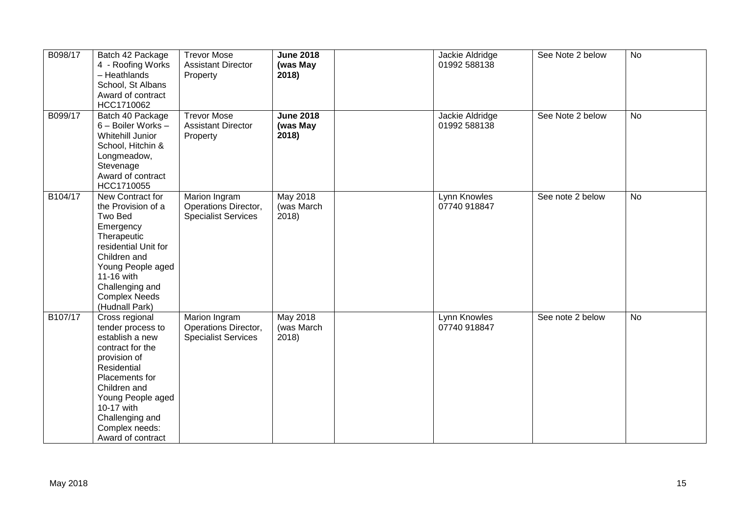| | | | | | | | |
|---|---|---|---|---|---|---|---|
| B098/17 | Batch 42 Package 4 - Roofing Works – Heathlands School, St Albans Award of contract HCC1710062 | Trevor Mose Assistant Director Property | **June 2018 (was May 2018)** | | Jackie Aldridge 01992 588138 | See Note 2 below | No |
| B099/17 | Batch 40 Package 6 – Boiler Works – Whitehill Junior School, Hitchin & Longmeadow, Stevenage Award of contract HCC1710055 | Trevor Mose Assistant Director Property | **June 2018 (was May 2018)** | | Jackie Aldridge 01992 588138 | See Note 2 below | No |
| B104/17 | New Contract for the Provision of a Two Bed Emergency Therapeutic residential Unit for Children and Young People aged 11-16 with Challenging and Complex Needs (Hudnall Park) | Marion Ingram Operations Director, Specialist Services | May 2018 (was March 2018) | | Lynn Knowles 07740 918847 | See note 2 below | No |
| B107/17 | Cross regional tender process to establish a new contract for the provision of Residential Placements for Children and Young People aged 10-17 with Challenging and Complex needs: Award of contract | Marion Ingram Operations Director, Specialist Services | May 2018 (was March 2018) | | Lynn Knowles 07740 918847 | See note 2 below | No |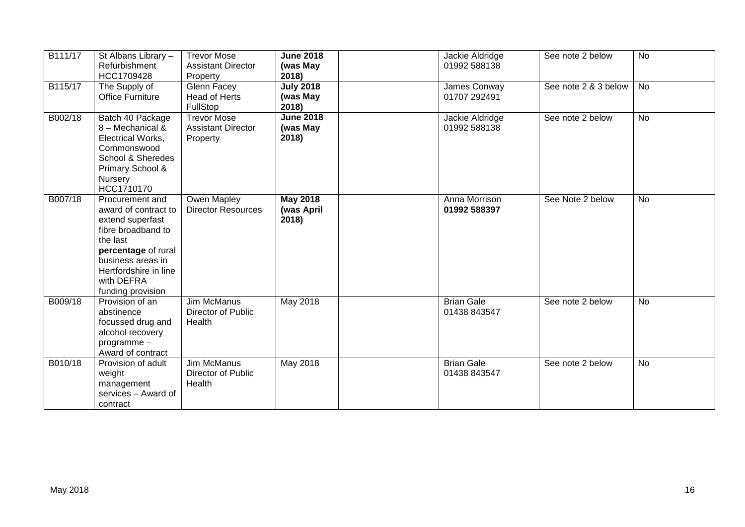| B111/17 | St Albans Library – Refurbishment HCC1709428 | Trevor Mose Assistant Director Property | **June 2018 (was May 2018)** | | Jackie Aldridge 01992 588138 | See note 2 below | No |
|---|---|---|---|---|---|---|---|
| B115/17 | The Supply of Office Furniture | Glenn Facey Head of Herts FullStop | **July 2018 (was May 2018)** | | James Conway 01707 292491 | See note 2 & 3 below | No |
| B002/18 | Batch 40 Package 8 – Mechanical & Electrical Works, Commonswood School & Sheredes Primary School & Nursery HCC1710170 | Trevor Mose Assistant Director Property | **June 2018 (was May 2018)** | | Jackie Aldridge 01992 588138 | See note 2 below | No |
| B007/18 | Procurement and award of contract to extend superfast fibre broadband to the last **percentage** of rural business areas in Hertfordshire in line with DEFRA funding provision | Owen Mapley Director Resources | **May 2018 (was April 2018)** | | Anna Morrison **01992 588397** | See Note 2 below | No |
| B009/18 | Provision of an abstinence focussed drug and alcohol recovery programme – Award of contract | Jim McManus Director of Public Health | May 2018 | | Brian Gale 01438 843547 | See note 2 below | No |
| B010/18 | Provision of adult weight management services – Award of contract | Jim McManus Director of Public Health | May 2018 | | Brian Gale 01438 843547 | See note 2 below | No |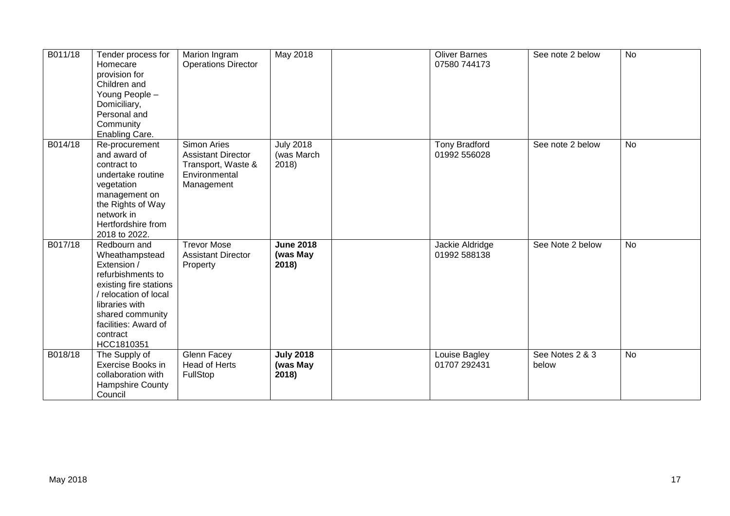| | | | | | | | |
|---|---|---|---|---|---|---|---|
| B011/18 | Tender process for Homecare provision for Children and Young People – Domiciliary, Personal and Community Enabling Care. | Marion Ingram Operations Director | May 2018 | | Oliver Barnes 07580 744173 | See note 2 below | No |
| B014/18 | Re-procurement and award of contract to undertake routine vegetation management on the Rights of Way network in Hertfordshire from 2018 to 2022. | Simon Aries Assistant Director Transport, Waste & Environmental Management | July 2018 (was March 2018) | | Tony Bradford 01992 556028 | See note 2 below | No |
| B017/18 | Redbourn and Wheathampstead Extension / refurbishments to existing fire stations / relocation of local libraries with shared community facilities: Award of contract HCC1810351 | Trevor Mose Assistant Director Property | **June 2018 (was May 2018)** | | Jackie Aldridge 01992 588138 | See Note 2 below | No |
| B018/18 | The Supply of Exercise Books in collaboration with Hampshire County Council | Glenn Facey Head of Herts FullStop | **July 2018 (was May 2018)** | | Louise Bagley 01707 292431 | See Notes 2 & 3 below | No |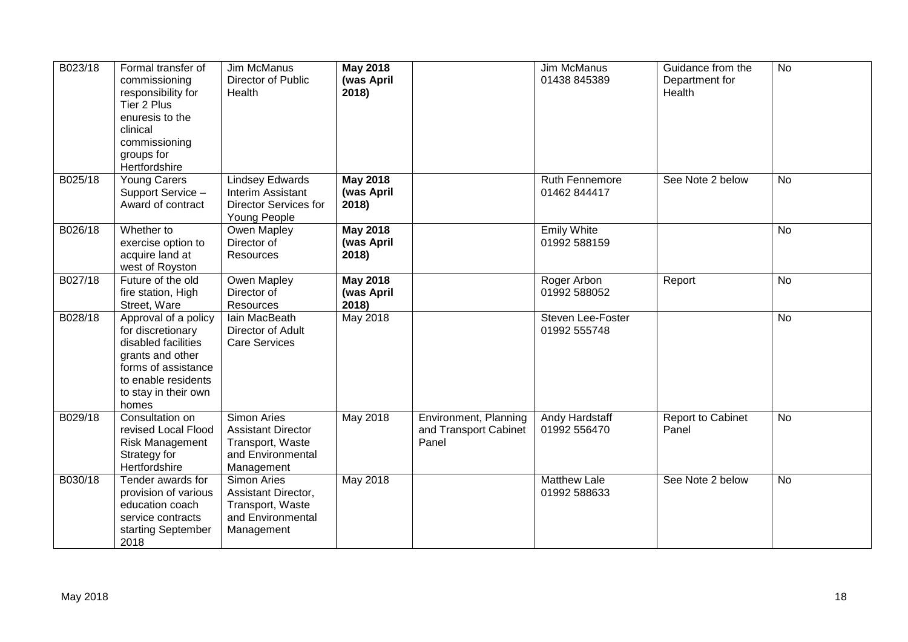| B023/18 | Formal transfer of commissioning responsibility for Tier 2 Plus enuresis to the clinical commissioning groups for Hertfordshire | Jim McManus Director of Public Health | **May 2018 (was April 2018)** | | Jim McManus 01438 845389 | Guidance from the Department for Health | No |
|---|---|---|---|---|---|---|---|
| B025/18 | Young Carers Support Service – Award of contract | Lindsey Edwards Interim Assistant Director Services for Young People | **May 2018 (was April 2018)** | | Ruth Fennemore 01462 844417 | See Note 2 below | No |
| B026/18 | Whether to exercise option to acquire land at west of Royston | Owen Mapley Director of Resources | **May 2018 (was April 2018)** | | Emily White 01992 588159 | | No |
| B027/18 | Future of the old fire station, High Street, Ware | Owen Mapley Director of Resources | **May 2018 (was April 2018)** | | Roger Arbon 01992 588052 | Report | No |
| B028/18 | Approval of a policy for discretionary disabled facilities grants and other forms of assistance to enable residents to stay in their own homes | Iain MacBeath Director of Adult Care Services | May 2018 | | Steven Lee-Foster 01992 555748 | | No |
| B029/18 | Consultation on revised Local Flood Risk Management Strategy for Hertfordshire | Simon Aries Assistant Director Transport, Waste and Environmental Management | May 2018 | Environment, Planning and Transport Cabinet Panel | Andy Hardstaff 01992 556470 | Report to Cabinet Panel | No |
| B030/18 | Tender awards for provision of various education coach service contracts starting September 2018 | Simon Aries Assistant Director, Transport, Waste and Environmental Management | May 2018 | | Matthew Lale 01992 588633 | See Note 2 below | No |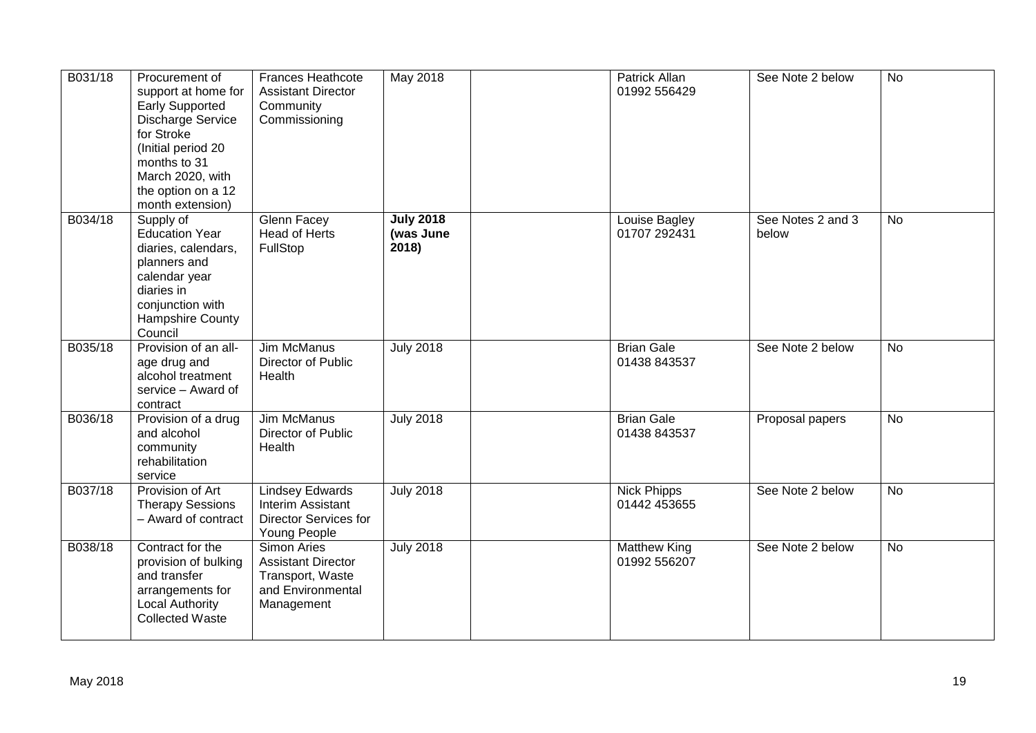| | | | | | | | |
|---|---|---|---|---|---|---|---|
| B031/18 | Procurement of support at home for Early Supported Discharge Service for Stroke (Initial period 20 months to 31 March 2020, with the option on a 12 month extension) | Frances Heathcote Assistant Director Community Commissioning | May 2018 | | Patrick Allan 01992 556429 | See Note 2 below | No |
| B034/18 | Supply of Education Year diaries, calendars, planners and calendar year diaries in conjunction with Hampshire County Council | Glenn Facey Head of Herts FullStop | **July 2018 (was June 2018)** | | Louise Bagley 01707 292431 | See Notes 2 and 3 below | No |
| B035/18 | Provision of an all-age drug and alcohol treatment service – Award of contract | Jim McManus Director of Public Health | July 2018 | | Brian Gale 01438 843537 | See Note 2 below | No |
| B036/18 | Provision of a drug and alcohol community rehabilitation service | Jim McManus Director of Public Health | July 2018 | | Brian Gale 01438 843537 | Proposal papers | No |
| B037/18 | Provision of Art Therapy Sessions – Award of contract | Lindsey Edwards Interim Assistant Director Services for Young People | July 2018 | | Nick Phipps 01442 453655 | See Note 2 below | No |
| B038/18 | Contract for the provision of bulking and transfer arrangements for Local Authority Collected Waste | Simon Aries Assistant Director Transport, Waste and Environmental Management | July 2018 | | Matthew King 01992 556207 | See Note 2 below | No |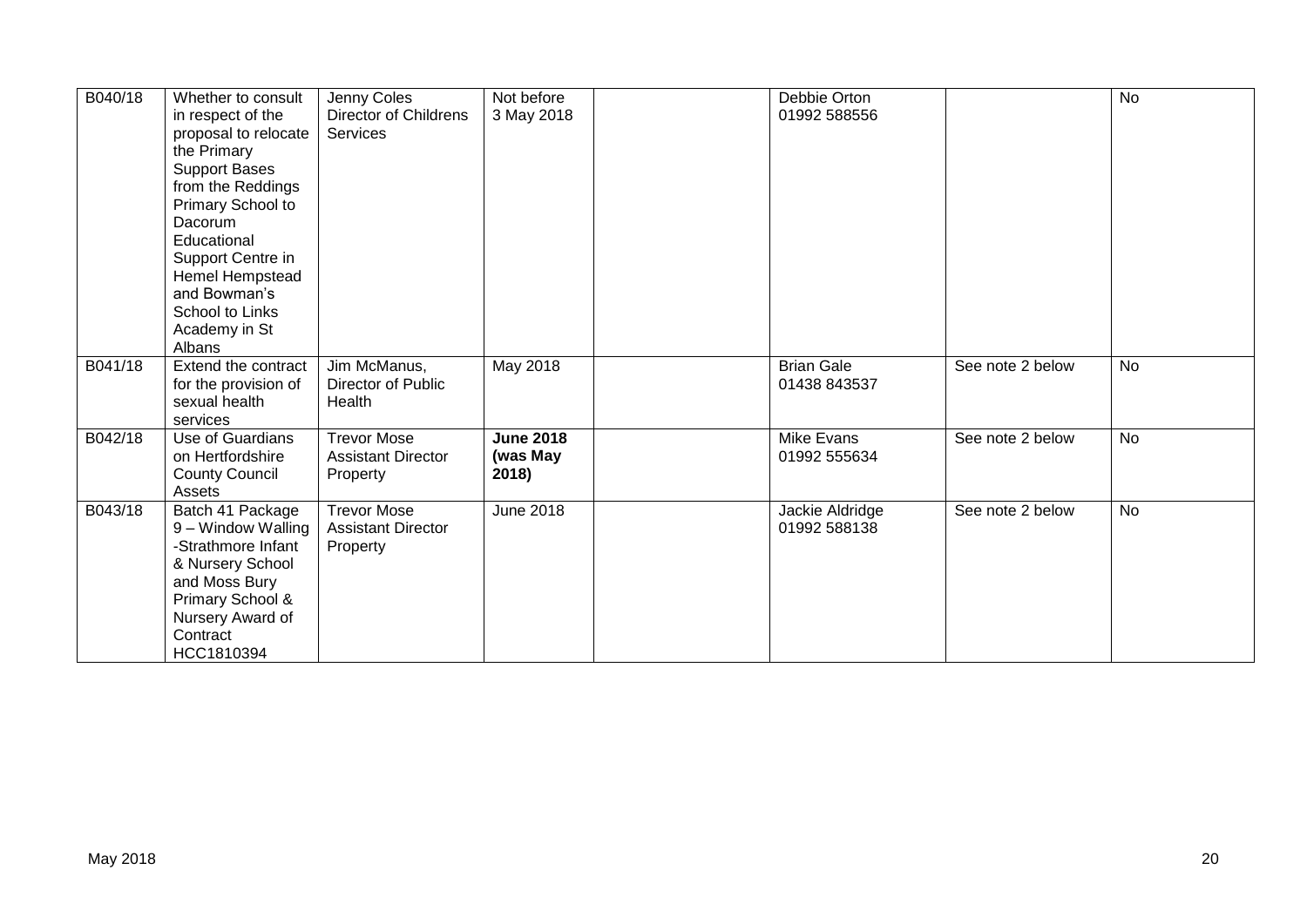| | | | | | | | |
|---|---|---|---|---|---|---|---|
| B040/18 | Whether to consult in respect of the proposal to relocate the Primary Support Bases from the Reddings Primary School to Dacorum Educational Support Centre in Hemel Hempstead and Bowman's School to Links Academy in St Albans | Jenny Coles Director of Childrens Services | Not before 3 May 2018 | | Debbie Orton 01992 588556 | | No |
| B041/18 | Extend the contract for the provision of sexual health services | Jim McManus, Director of Public Health | May 2018 | | Brian Gale 01438 843537 | See note 2 below | No |
| B042/18 | Use of Guardians on Hertfordshire County Council Assets | Trevor Mose Assistant Director Property | **June 2018 (was May 2018)** | | Mike Evans 01992 555634 | See note 2 below | No |
| B043/18 | Batch 41 Package 9 – Window Walling -Strathmore Infant & Nursery School and Moss Bury Primary School & Nursery Award of Contract HCC1810394 | Trevor Mose Assistant Director Property | June 2018 | | Jackie Aldridge 01992 588138 | See note 2 below | No |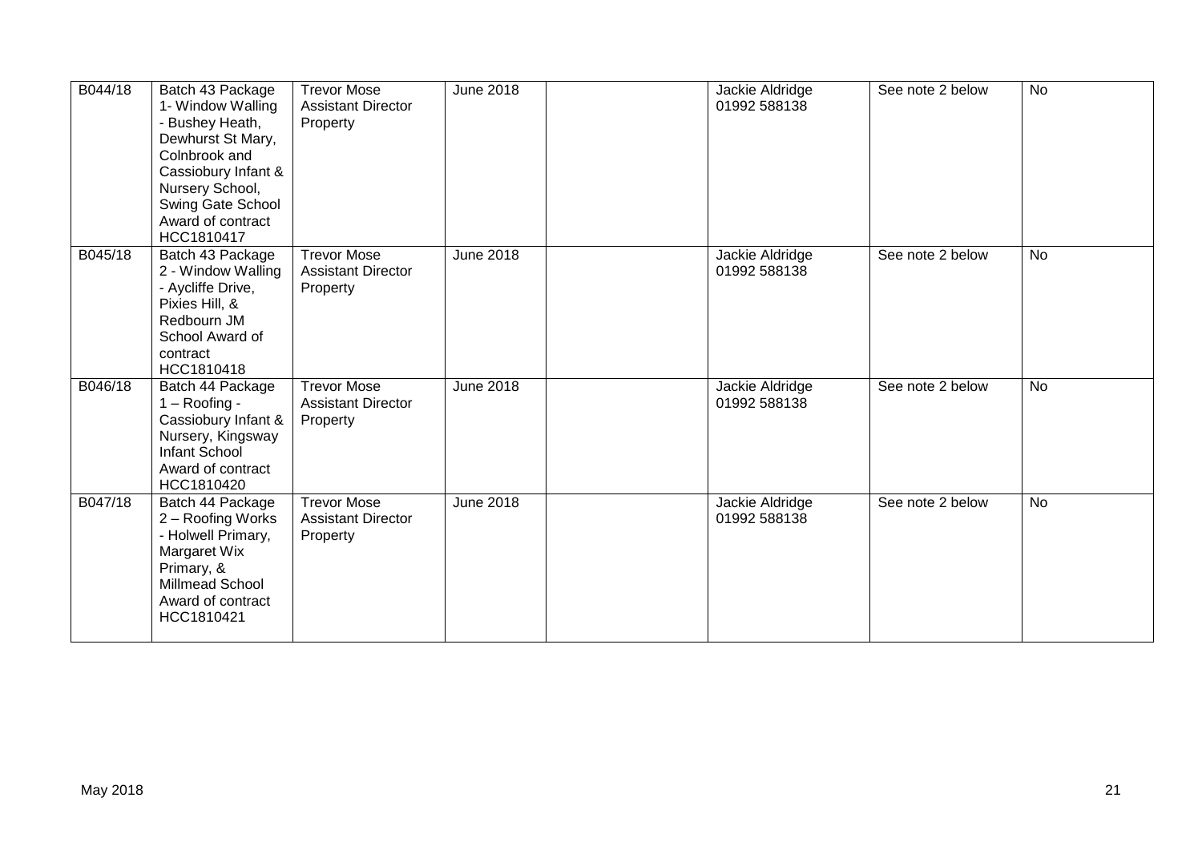| | | | | | | | |
|---|---|---|---|---|---|---|---|
| B044/18 | Batch 43 Package 1- Window Walling - Bushey Heath, Dewhurst St Mary, Colnbrook and Cassiobury Infant & Nursery School, Swing Gate School Award of contract HCC1810417 | Trevor Mose Assistant Director Property | June 2018 | | Jackie Aldridge 01992 588138 | See note 2 below | No |
| B045/18 | Batch 43 Package 2 - Window Walling - Aycliffe Drive, Pixies Hill, & Redbourn JM School Award of contract HCC1810418 | Trevor Mose Assistant Director Property | June 2018 | | Jackie Aldridge 01992 588138 | See note 2 below | No |
| B046/18 | Batch 44 Package 1 – Roofing - Cassiobury Infant & Nursery, Kingsway Infant School Award of contract HCC1810420 | Trevor Mose Assistant Director Property | June 2018 | | Jackie Aldridge 01992 588138 | See note 2 below | No |
| B047/18 | Batch 44 Package 2 – Roofing Works - Holwell Primary, Margaret Wix Primary, & Millmead School Award of contract HCC1810421 | Trevor Mose Assistant Director Property | June 2018 | | Jackie Aldridge 01992 588138 | See note 2 below | No |

May 2018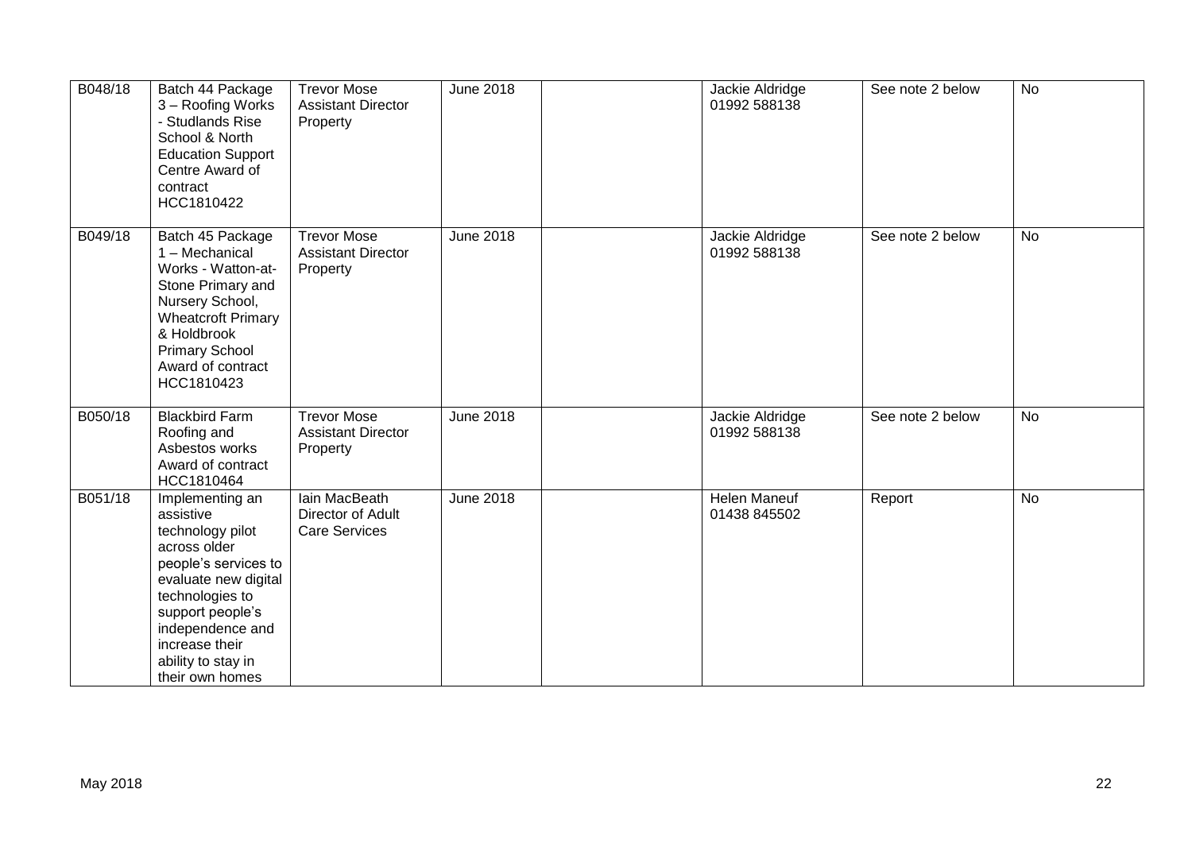| | | | | | | | |
|---|---|---|---|---|---|---|---|
| B048/18 | Batch 44 Package 3 – Roofing Works - Studlands Rise School & North Education Support Centre Award of contract HCC1810422 | Trevor Mose Assistant Director Property | June 2018 | | Jackie Aldridge 01992 588138 | See note 2 below | No |
| B049/18 | Batch 45 Package 1 – Mechanical Works - Watton-at-Stone Primary and Nursery School, Wheatcroft Primary & Holdbrook Primary School Award of contract HCC1810423 | Trevor Mose Assistant Director Property | June 2018 | | Jackie Aldridge 01992 588138 | See note 2 below | No |
| B050/18 | Blackbird Farm Roofing and Asbestos works Award of contract HCC1810464 | Trevor Mose Assistant Director Property | June 2018 | | Jackie Aldridge 01992 588138 | See note 2 below | No |
| B051/18 | Implementing an assistive technology pilot across older people's services to evaluate new digital technologies to support people's independence and increase their ability to stay in their own homes | Iain MacBeath Director of Adult Care Services | June 2018 | | Helen Maneuf 01438 845502 | Report | No |

May 2018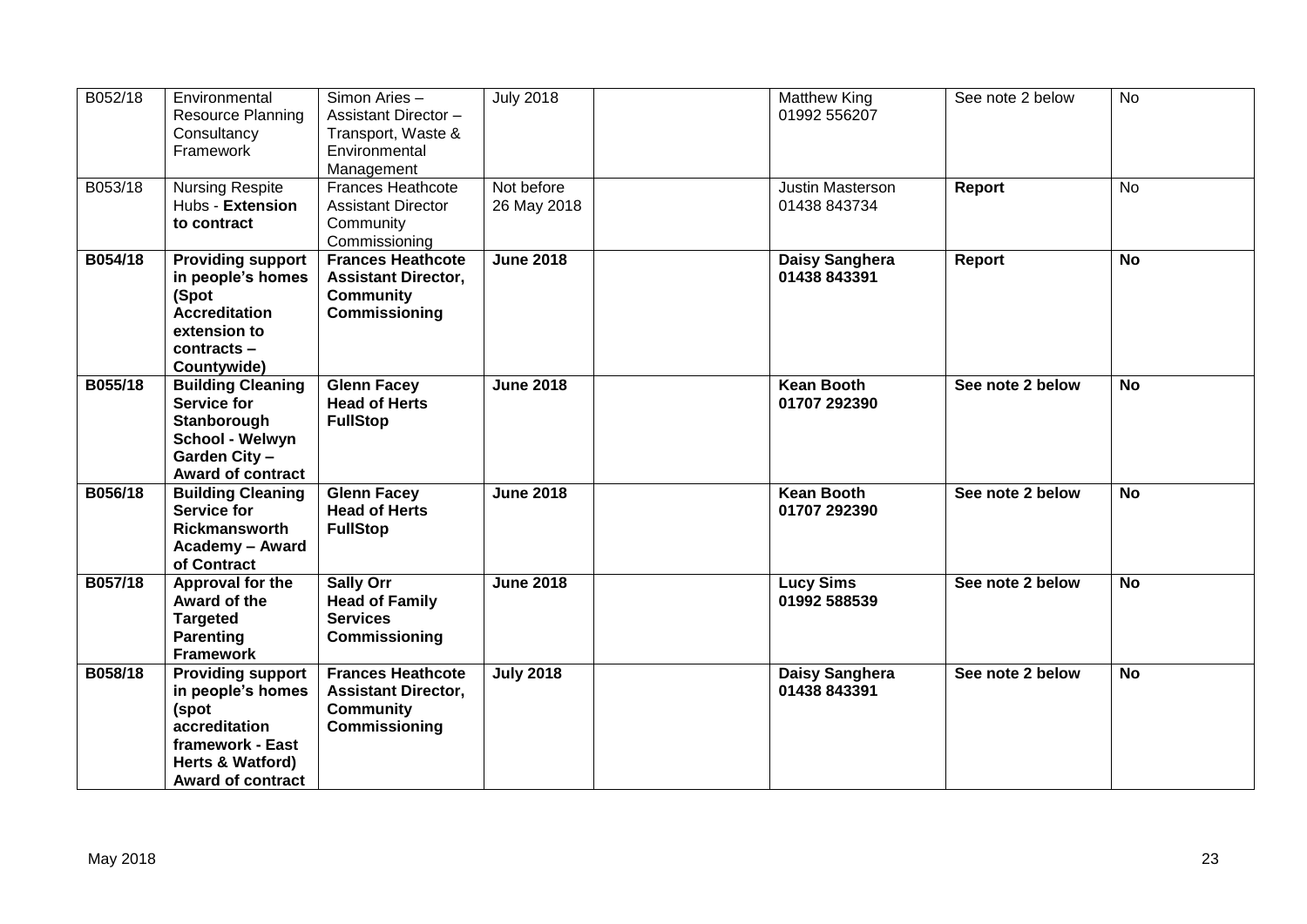| B052/18 | Environmental Resource Planning Consultancy Framework | Simon Aries – Assistant Director – Transport, Waste & Environmental Management | July 2018 | | Matthew King 01992 556207 | See note 2 below | No |
|---|---|---|---|---|---|---|---|
| B053/18 | Nursing Respite Hubs - **Extension to contract** | Frances Heathcote Assistant Director Community Commissioning | Not before 26 May 2018 | | Justin Masterson 01438 843734 | **Report** | No |
| **B054/18** | **Providing support in people's homes (Spot Accreditation extension to contracts – Countywide)** | **Frances Heathcote Assistant Director, Community Commissioning** | **June 2018** | | **Daisy Sanghera 01438 843391** | **Report** | **No** |
| **B055/18** | **Building Cleaning Service for Stanborough School - Welwyn Garden City – Award of contract** | **Glenn Facey Head of Herts FullStop** | **June 2018** | | **Kean Booth 01707 292390** | **See note 2 below** | **No** |
| **B056/18** | **Building Cleaning Service for Rickmansworth Academy – Award of Contract** | **Glenn Facey Head of Herts FullStop** | **June 2018** | | **Kean Booth 01707 292390** | **See note 2 below** | **No** |
| **B057/18** | **Approval for the Award of the Targeted Parenting Framework** | **Sally Orr Head of Family Services Commissioning** | **June 2018** | | **Lucy Sims 01992 588539** | **See note 2 below** | **No** |
| **B058/18** | **Providing support in people's homes (spot accreditation framework - East Herts & Watford) Award of contract** | **Frances Heathcote Assistant Director, Community Commissioning** | **July 2018** | | **Daisy Sanghera 01438 843391** | **See note 2 below** | **No** |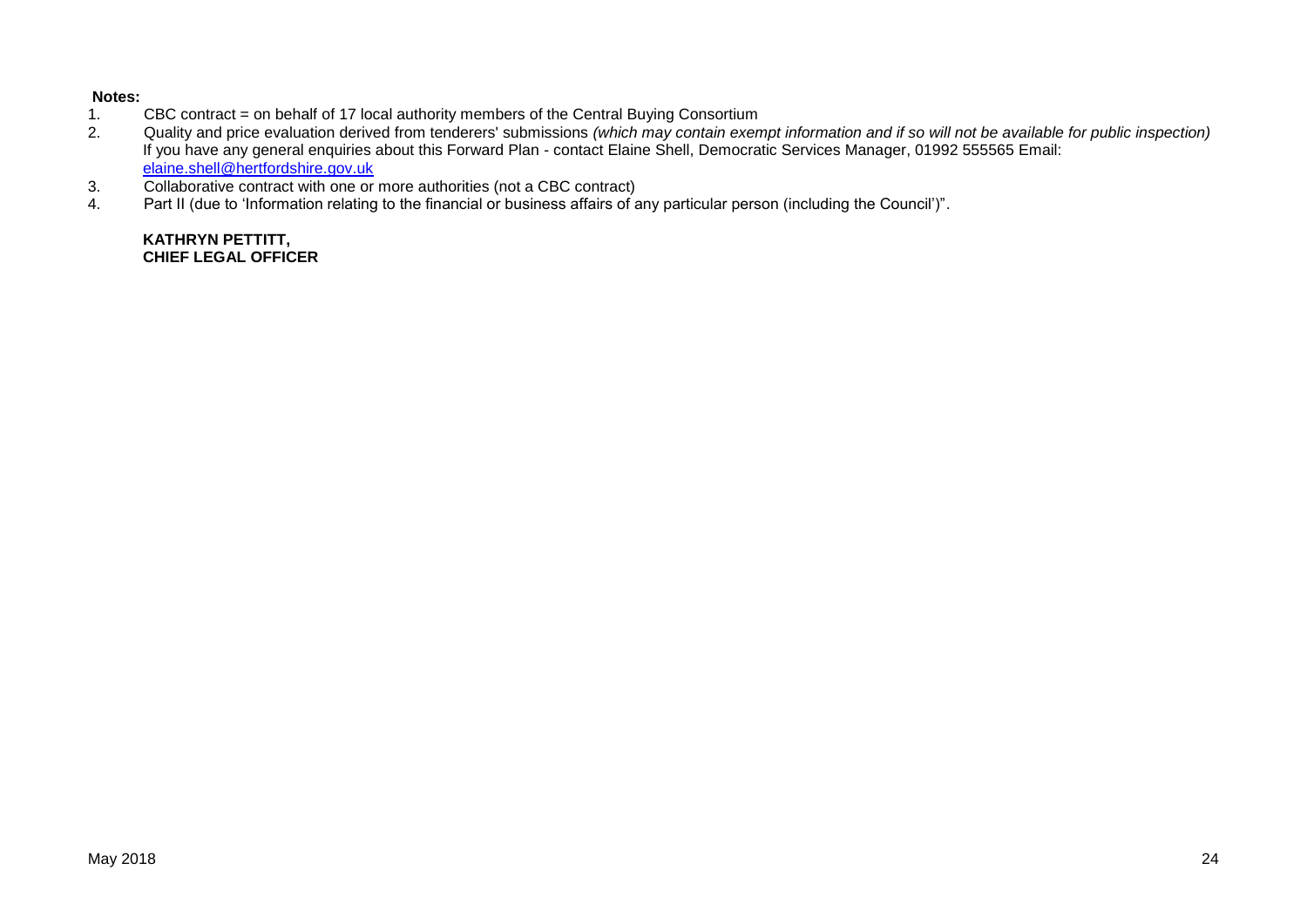**Notes:**

1. CBC contract = on behalf of 17 local authority members of the Central Buying Consortium
2. Quality and price evaluation derived from tenderers' submissions *(which may contain exempt information and if so will not be available for public inspection)*
   If you have any general enquiries about this Forward Plan - contact Elaine Shell, Democratic Services Manager, 01992 555565 Email: elaine.shell@hertfordshire.gov.uk
3. Collaborative contract with one or more authorities (not a CBC contract)
4. Part II (due to 'Information relating to the financial or business affairs of any particular person (including the Council')".

**KATHRYN PETTITT,**
**CHIEF LEGAL OFFICER**

May 2018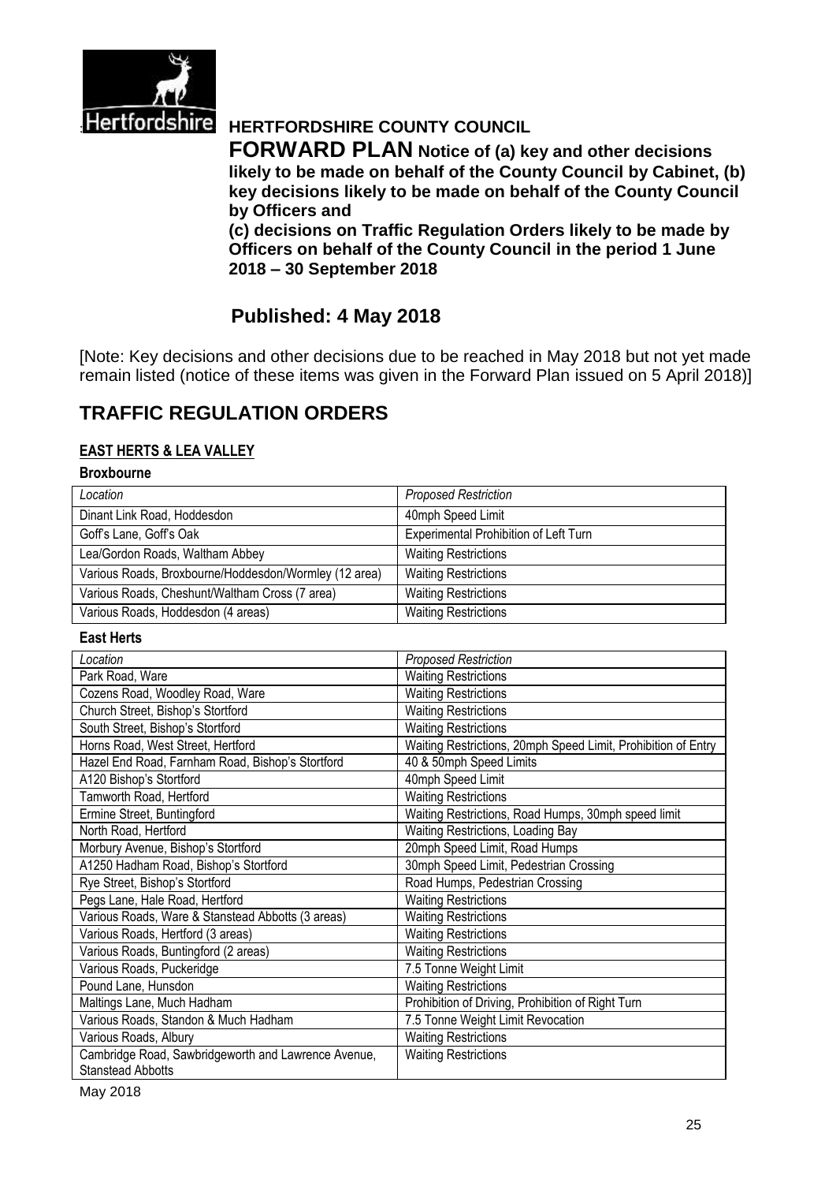**HERTFORDSHIRE COUNTY COUNCIL**

**FORWARD PLAN Notice of (a) key and other decisions likely to be made on behalf of the County Council by Cabinet, (b) key decisions likely to be made on behalf of the County Council by Officers and (c) decisions on Traffic Regulation Orders likely to be made by Officers on behalf of the County Council in the period 1 June 2018 – 30 September 2018**

## Published: 4 May 2018

[Note: Key decisions and other decisions due to be reached in May 2018 but not yet made remain listed (notice of these items was given in the Forward Plan issued on 5 April 2018)]

# TRAFFIC REGULATION ORDERS

### EAST HERTS & LEA VALLEY

**Broxbourne**

| *Location* | *Proposed Restriction* |
|---|---|
| Dinant Link Road, Hoddesdon | 40mph Speed Limit |
| Goff's Lane, Goff's Oak | Experimental Prohibition of Left Turn |
| Lea/Gordon Roads, Waltham Abbey | Waiting Restrictions |
| Various Roads, Broxbourne/Hoddesdon/Wormley (12 area) | Waiting Restrictions |
| Various Roads, Cheshunt/Waltham Cross (7 area) | Waiting Restrictions |
| Various Roads, Hoddesdon (4 areas) | Waiting Restrictions |

**East Herts**

| *Location* | *Proposed Restriction* |
|---|---|
| Park Road, Ware | Waiting Restrictions |
| Cozens Road, Woodley Road, Ware | Waiting Restrictions |
| Church Street, Bishop's Stortford | Waiting Restrictions |
| South Street, Bishop's Stortford | Waiting Restrictions |
| Horns Road, West Street, Hertford | Waiting Restrictions, 20mph Speed Limit, Prohibition of Entry |
| Hazel End Road, Farnham Road, Bishop's Stortford | 40 & 50mph Speed Limits |
| A120 Bishop's Stortford | 40mph Speed Limit |
| Tamworth Road, Hertford | Waiting Restrictions |
| Ermine Street, Buntingford | Waiting Restrictions, Road Humps, 30mph speed limit |
| North Road, Hertford | Waiting Restrictions, Loading Bay |
| Morbury Avenue, Bishop's Stortford | 20mph Speed Limit, Road Humps |
| A1250 Hadham Road, Bishop's Stortford | 30mph Speed Limit, Pedestrian Crossing |
| Rye Street, Bishop's Stortford | Road Humps, Pedestrian Crossing |
| Pegs Lane, Hale Road, Hertford | Waiting Restrictions |
| Various Roads, Ware & Stanstead Abbotts (3 areas) | Waiting Restrictions |
| Various Roads, Hertford (3 areas) | Waiting Restrictions |
| Various Roads, Buntingford (2 areas) | Waiting Restrictions |
| Various Roads, Puckeridge | 7.5 Tonne Weight Limit |
| Pound Lane, Hunsdon | Waiting Restrictions |
| Maltings Lane, Much Hadham | Prohibition of Driving, Prohibition of Right Turn |
| Various Roads, Standon & Much Hadham | 7.5 Tonne Weight Limit Revocation |
| Various Roads, Albury | Waiting Restrictions |
| Cambridge Road, Sawbridgeworth and Lawrence Avenue, Stanstead Abbotts | Waiting Restrictions |

May 2018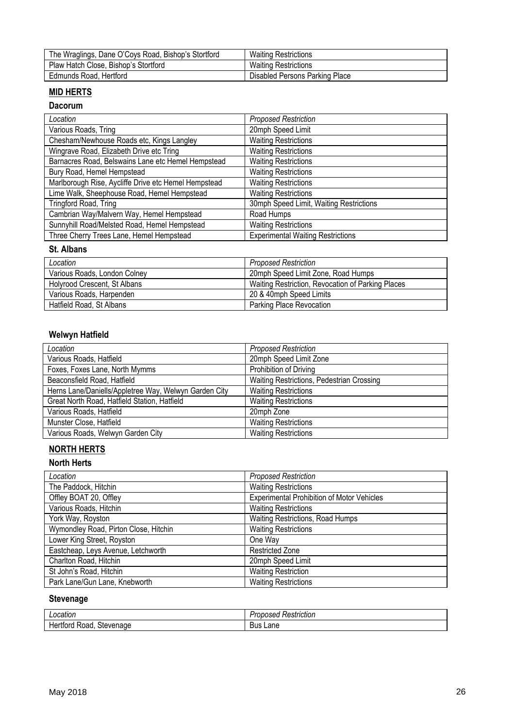| The Wraglings, Dane O'Coys Road, Bishop's Stortford | Waiting Restrictions |
|---|---|
| Plaw Hatch Close, Bishop's Stortford | Waiting Restrictions |
| Edmunds Road, Hertford | Disabled Persons Parking Place |

## MID HERTS

### Dacorum

| *Location* | *Proposed Restriction* |
|---|---|
| Various Roads, Tring | 20mph Speed Limit |
| Chesham/Newhouse Roads etc, Kings Langley | Waiting Restrictions |
| Wingrave Road, Elizabeth Drive etc Tring | Waiting Restrictions |
| Barnacres Road, Belswains Lane etc Hemel Hempstead | Waiting Restrictions |
| Bury Road, Hemel Hempstead | Waiting Restrictions |
| Marlborough Rise, Aycliffe Drive etc Hemel Hempstead | Waiting Restrictions |
| Lime Walk, Sheephouse Road, Hemel Hempstead | Waiting Restrictions |
| Tringford Road, Tring | 30mph Speed Limit, Waiting Restrictions |
| Cambrian Way/Malvern Way, Hemel Hempstead | Road Humps |
| Sunnyhill Road/Melsted Road, Hemel Hempstead | Waiting Restrictions |
| Three Cherry Trees Lane, Hemel Hempstead | Experimental Waiting Restrictions |

### St. Albans

| *Location* | *Proposed Restriction* |
|---|---|
| Various Roads, London Colney | 20mph Speed Limit Zone, Road Humps |
| Holyrood Crescent, St Albans | Waiting Restriction, Revocation of Parking Places |
| Various Roads, Harpenden | 20 & 40mph Speed Limits |
| Hatfield Road, St Albans | Parking Place Revocation |

### Welwyn Hatfield

| *Location* | *Proposed Restriction* |
|---|---|
| Various Roads, Hatfield | 20mph Speed Limit Zone |
| Foxes, Foxes Lane, North Mymms | Prohibition of Driving |
| Beaconsfield Road, Hatfield | Waiting Restrictions, Pedestrian Crossing |
| Herns Lane/Daniells/Appletree Way, Welwyn Garden City | Waiting Restrictions |
| Great North Road, Hatfield Station, Hatfield | Waiting Restrictions |
| Various Roads, Hatfield | 20mph Zone |
| Munster Close, Hatfield | Waiting Restrictions |
| Various Roads, Welwyn Garden City | Waiting Restrictions |

## NORTH HERTS

### North Herts

| *Location* | *Proposed Restriction* |
|---|---|
| The Paddock, Hitchin | Waiting Restrictions |
| Offley BOAT 20, Offley | Experimental Prohibition of Motor Vehicles |
| Various Roads, Hitchin | Waiting Restrictions |
| York Way, Royston | Waiting Restrictions, Road Humps |
| Wymondley Road, Pirton Close, Hitchin | Waiting Restrictions |
| Lower King Street, Royston | One Way |
| Eastcheap, Leys Avenue, Letchworth | Restricted Zone |
| Charlton Road, Hitchin | 20mph Speed Limit |
| St John's Road, Hitchin | Waiting Restriction |
| Park Lane/Gun Lane, Knebworth | Waiting Restrictions |

### Stevenage

| *Location* | *Proposed Restriction* |
|---|---|
| Hertford Road, Stevenage | Bus Lane |

May 2018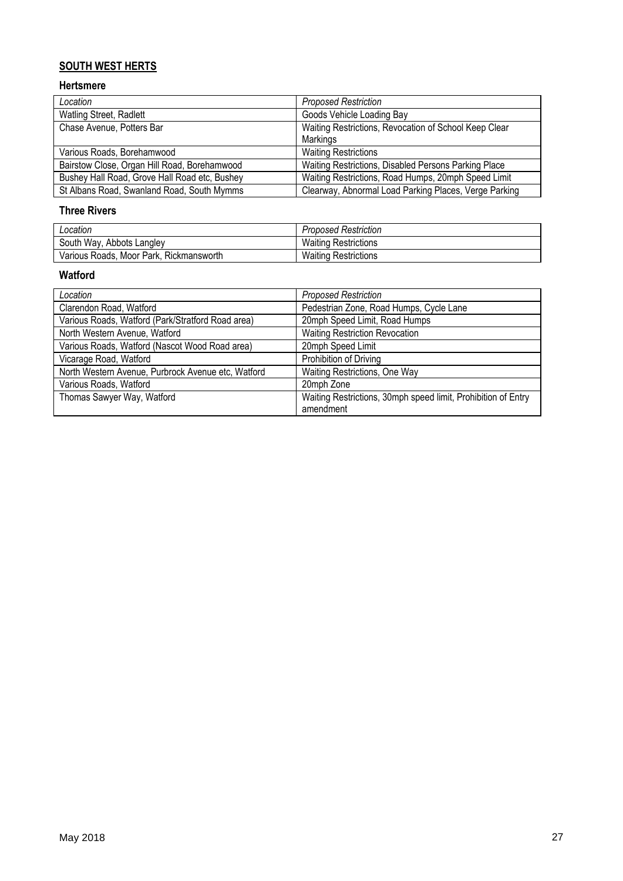## SOUTH WEST HERTS

### Hertsmere

| *Location* | *Proposed Restriction* |
|---|---|
| Watling Street, Radlett | Goods Vehicle Loading Bay |
| Chase Avenue, Potters Bar | Waiting Restrictions, Revocation of School Keep Clear Markings |
| Various Roads, Borehamwood | Waiting Restrictions |
| Bairstow Close, Organ Hill Road, Borehamwood | Waiting Restrictions, Disabled Persons Parking Place |
| Bushey Hall Road, Grove Hall Road etc, Bushey | Waiting Restrictions, Road Humps, 20mph Speed Limit |
| St Albans Road, Swanland Road, South Mymms | Clearway, Abnormal Load Parking Places, Verge Parking |

### Three Rivers

| *Location* | *Proposed Restriction* |
|---|---|
| South Way, Abbots Langley | Waiting Restrictions |
| Various Roads, Moor Park, Rickmansworth | Waiting Restrictions |

### Watford

| *Location* | *Proposed Restriction* |
|---|---|
| Clarendon Road, Watford | Pedestrian Zone, Road Humps, Cycle Lane |
| Various Roads, Watford (Park/Stratford Road area) | 20mph Speed Limit, Road Humps |
| North Western Avenue, Watford | Waiting Restriction Revocation |
| Various Roads, Watford (Nascot Wood Road area) | 20mph Speed Limit |
| Vicarage Road, Watford | Prohibition of Driving |
| North Western Avenue, Purbrock Avenue etc, Watford | Waiting Restrictions, One Way |
| Various Roads, Watford | 20mph Zone |
| Thomas Sawyer Way, Watford | Waiting Restrictions, 30mph speed limit, Prohibition of Entry amendment |

May 2018